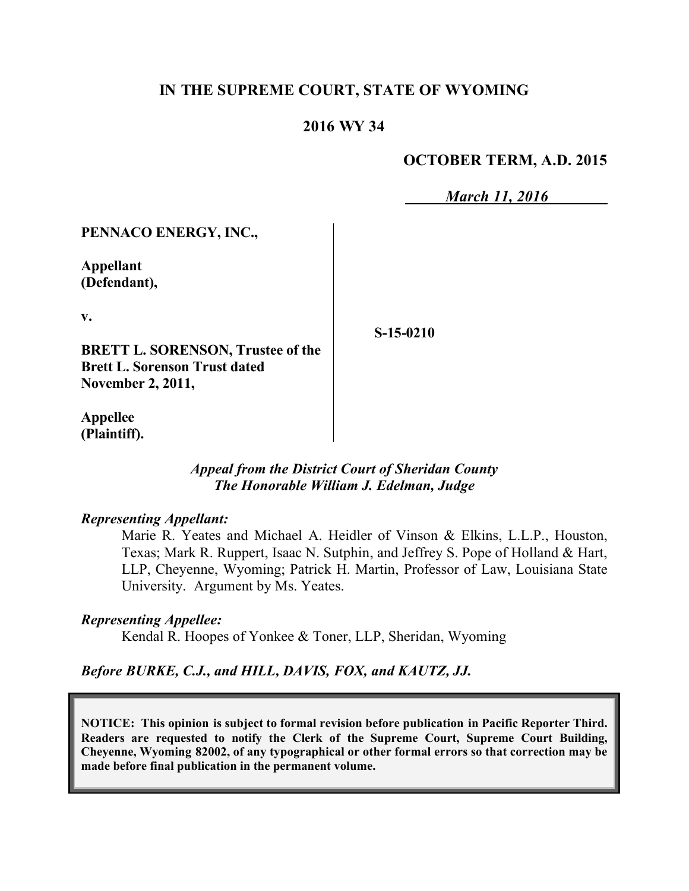**IN THE SUPREME COURT, STATE OF WYOMING**

**2016 WY 34**

**OCTOBER TERM, A.D. 2015**

***March 11, 2016***

**PENNACO ENERGY, INC.,**

**Appellant (Defendant),**

**v.**

**BRETT L. SORENSON, Trustee of the Brett L. Sorenson Trust dated November 2, 2011,**

**Appellee (Plaintiff).**

**S-15-0210**

***Appeal from the District Court of Sheridan County***
***The Honorable William J. Edelman, Judge***

***Representing Appellant:***

Marie R. Yeates and Michael A. Heidler of Vinson & Elkins, L.L.P., Houston, Texas; Mark R. Ruppert, Isaac N. Sutphin, and Jeffrey S. Pope of Holland & Hart, LLP, Cheyenne, Wyoming; Patrick H. Martin, Professor of Law, Louisiana State University. Argument by Ms. Yeates.

***Representing Appellee:***

Kendal R. Hoopes of Yonkee & Toner, LLP, Sheridan, Wyoming

***Before BURKE, C.J., and HILL, DAVIS, FOX, and KAUTZ, JJ.***

**NOTICE: This opinion is subject to formal revision before publication in Pacific Reporter Third. Readers are requested to notify the Clerk of the Supreme Court, Supreme Court Building, Cheyenne, Wyoming 82002, of any typographical or other formal errors so that correction may be made before final publication in the permanent volume.**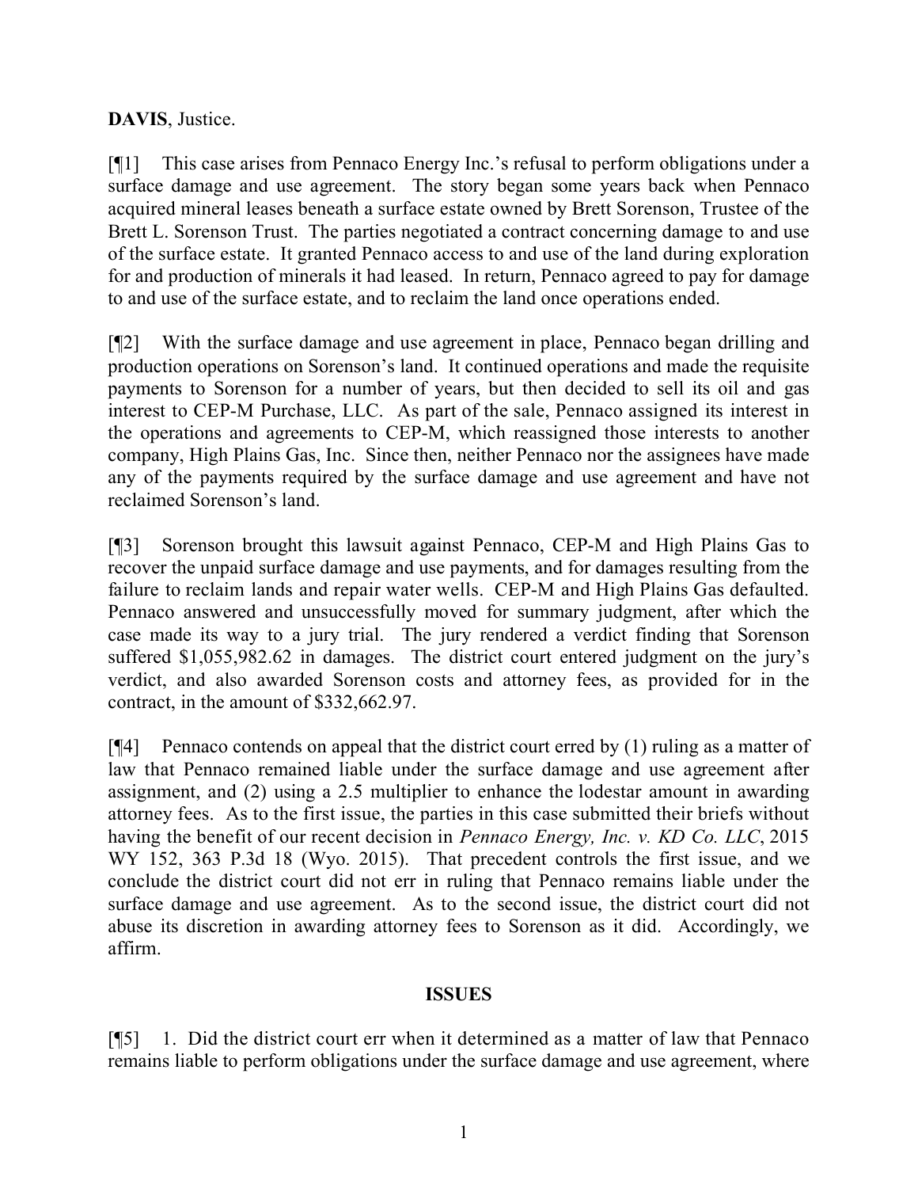**DAVIS**, Justice.

[¶1] This case arises from Pennaco Energy Inc.'s refusal to perform obligations under a surface damage and use agreement. The story began some years back when Pennaco acquired mineral leases beneath a surface estate owned by Brett Sorenson, Trustee of the Brett L. Sorenson Trust. The parties negotiated a contract concerning damage to and use of the surface estate. It granted Pennaco access to and use of the land during exploration for and production of minerals it had leased. In return, Pennaco agreed to pay for damage to and use of the surface estate, and to reclaim the land once operations ended.

[¶2] With the surface damage and use agreement in place, Pennaco began drilling and production operations on Sorenson's land. It continued operations and made the requisite payments to Sorenson for a number of years, but then decided to sell its oil and gas interest to CEP-M Purchase, LLC. As part of the sale, Pennaco assigned its interest in the operations and agreements to CEP-M, which reassigned those interests to another company, High Plains Gas, Inc. Since then, neither Pennaco nor the assignees have made any of the payments required by the surface damage and use agreement and have not reclaimed Sorenson's land.

[¶3] Sorenson brought this lawsuit against Pennaco, CEP-M and High Plains Gas to recover the unpaid surface damage and use payments, and for damages resulting from the failure to reclaim lands and repair water wells. CEP-M and High Plains Gas defaulted. Pennaco answered and unsuccessfully moved for summary judgment, after which the case made its way to a jury trial. The jury rendered a verdict finding that Sorenson suffered $1,055,982.62 in damages. The district court entered judgment on the jury's verdict, and also awarded Sorenson costs and attorney fees, as provided for in the contract, in the amount of $332,662.97.

[¶4] Pennaco contends on appeal that the district court erred by (1) ruling as a matter of law that Pennaco remained liable under the surface damage and use agreement after assignment, and (2) using a 2.5 multiplier to enhance the lodestar amount in awarding attorney fees. As to the first issue, the parties in this case submitted their briefs without having the benefit of our recent decision in *Pennaco Energy, Inc. v. KD Co. LLC*, 2015 WY 152, 363 P.3d 18 (Wyo. 2015). That precedent controls the first issue, and we conclude the district court did not err in ruling that Pennaco remains liable under the surface damage and use agreement. As to the second issue, the district court did not abuse its discretion in awarding attorney fees to Sorenson as it did. Accordingly, we affirm.

## ISSUES

[¶5] 1. Did the district court err when it determined as a matter of law that Pennaco remains liable to perform obligations under the surface damage and use agreement, where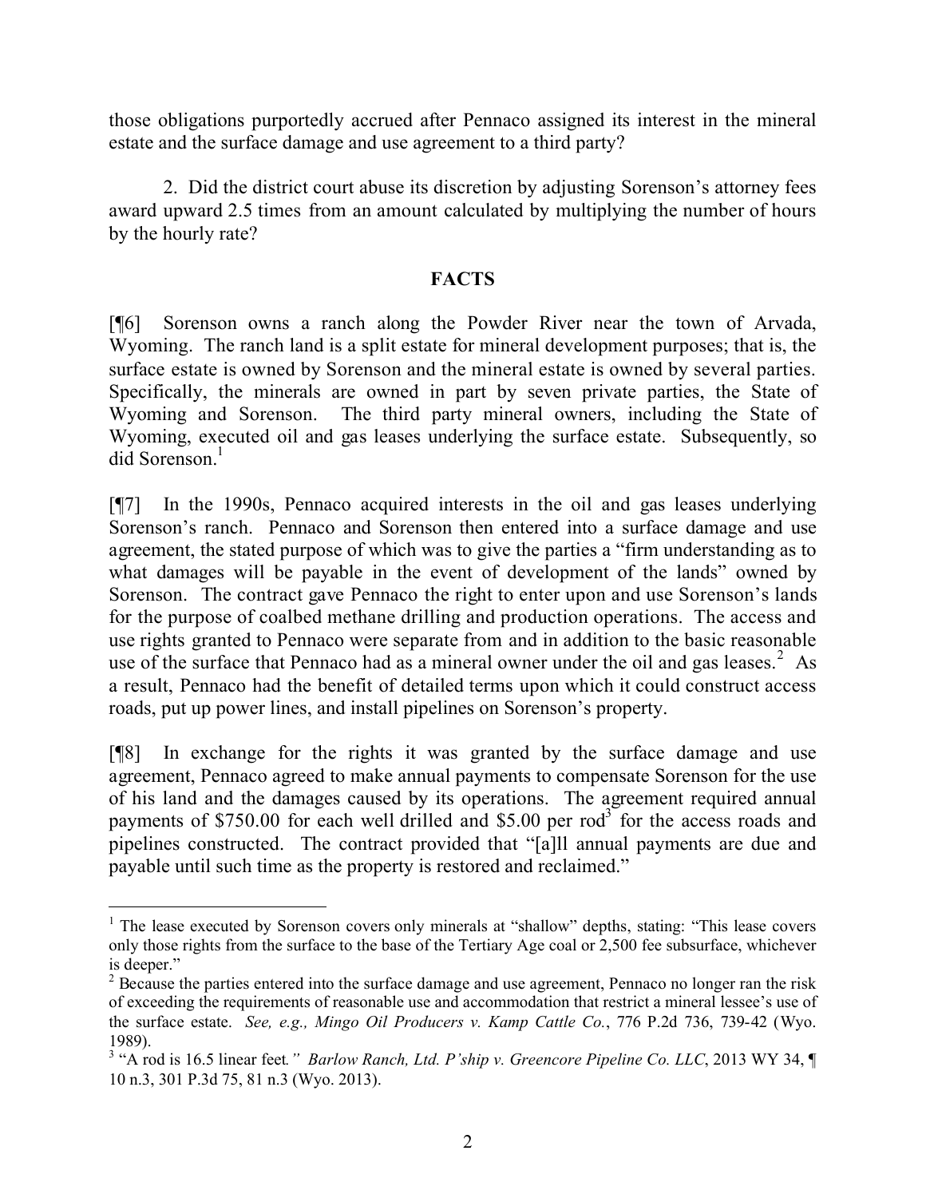those obligations purportedly accrued after Pennaco assigned its interest in the mineral estate and the surface damage and use agreement to a third party?

2. Did the district court abuse its discretion by adjusting Sorenson's attorney fees award upward 2.5 times from an amount calculated by multiplying the number of hours by the hourly rate?

## FACTS

[¶6] Sorenson owns a ranch along the Powder River near the town of Arvada, Wyoming. The ranch land is a split estate for mineral development purposes; that is, the surface estate is owned by Sorenson and the mineral estate is owned by several parties. Specifically, the minerals are owned in part by seven private parties, the State of Wyoming and Sorenson. The third party mineral owners, including the State of Wyoming, executed oil and gas leases underlying the surface estate. Subsequently, so did Sorenson.[1]

[¶7] In the 1990s, Pennaco acquired interests in the oil and gas leases underlying Sorenson's ranch. Pennaco and Sorenson then entered into a surface damage and use agreement, the stated purpose of which was to give the parties a "firm understanding as to what damages will be payable in the event of development of the lands" owned by Sorenson. The contract gave Pennaco the right to enter upon and use Sorenson's lands for the purpose of coalbed methane drilling and production operations. The access and use rights granted to Pennaco were separate from and in addition to the basic reasonable use of the surface that Pennaco had as a mineral owner under the oil and gas leases.[2] As a result, Pennaco had the benefit of detailed terms upon which it could construct access roads, put up power lines, and install pipelines on Sorenson's property.

[¶8] In exchange for the rights it was granted by the surface damage and use agreement, Pennaco agreed to make annual payments to compensate Sorenson for the use of his land and the damages caused by its operations. The agreement required annual payments of $750.00 for each well drilled and $5.00 per rod[3] for the access roads and pipelines constructed. The contract provided that "[a]ll annual payments are due and payable until such time as the property is restored and reclaimed."

---

[1] The lease executed by Sorenson covers only minerals at "shallow" depths, stating: "This lease covers only those rights from the surface to the base of the Tertiary Age coal or 2,500 fee subsurface, whichever is deeper."

[2] Because the parties entered into the surface damage and use agreement, Pennaco no longer ran the risk of exceeding the requirements of reasonable use and accommodation that restrict a mineral lessee's use of the surface estate. *See, e.g., Mingo Oil Producers v. Kamp Cattle Co.*, 776 P.2d 736, 739-42 (Wyo. 1989).

[3] "A rod is 16.5 linear feet*." Barlow Ranch, Ltd. P'ship v. Greencore Pipeline Co. LLC*, 2013 WY 34, ¶ 10 n.3, 301 P.3d 75, 81 n.3 (Wyo. 2013).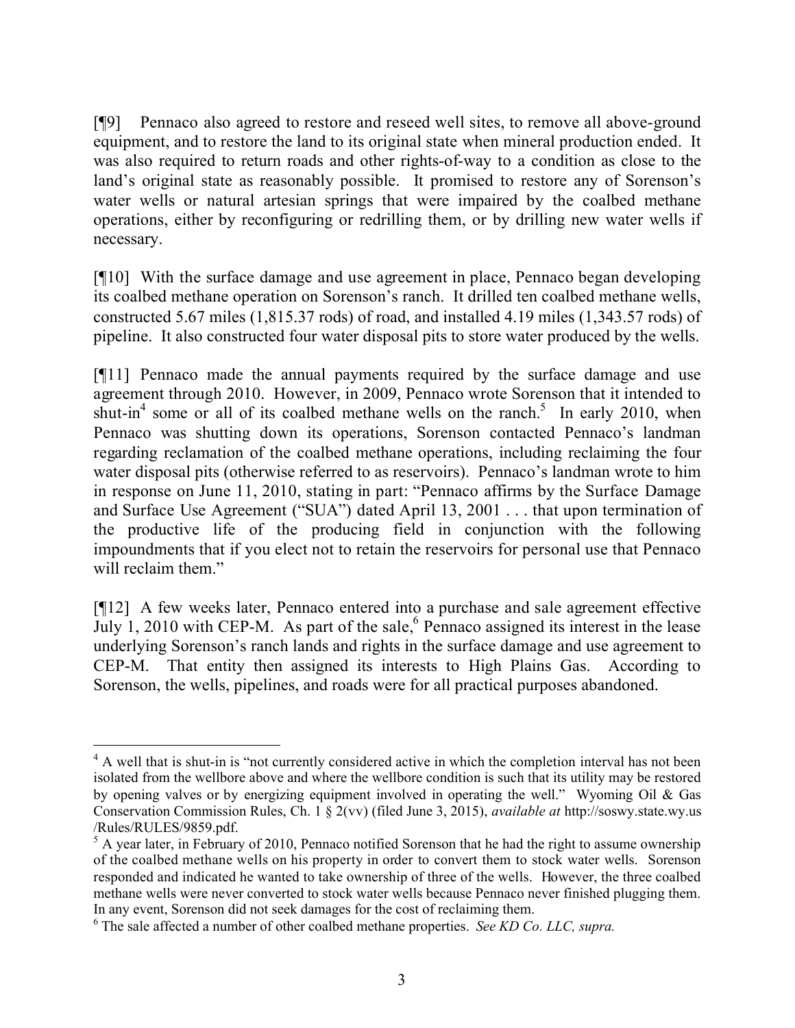[¶9] Pennaco also agreed to restore and reseed well sites, to remove all above-ground equipment, and to restore the land to its original state when mineral production ended. It was also required to return roads and other rights-of-way to a condition as close to the land's original state as reasonably possible. It promised to restore any of Sorenson's water wells or natural artesian springs that were impaired by the coalbed methane operations, either by reconfiguring or redrilling them, or by drilling new water wells if necessary.

[¶10] With the surface damage and use agreement in place, Pennaco began developing its coalbed methane operation on Sorenson's ranch. It drilled ten coalbed methane wells, constructed 5.67 miles (1,815.37 rods) of road, and installed 4.19 miles (1,343.57 rods) of pipeline. It also constructed four water disposal pits to store water produced by the wells.

[¶11] Pennaco made the annual payments required by the surface damage and use agreement through 2010. However, in 2009, Pennaco wrote Sorenson that it intended to shut-in[4] some or all of its coalbed methane wells on the ranch.[5] In early 2010, when Pennaco was shutting down its operations, Sorenson contacted Pennaco's landman regarding reclamation of the coalbed methane operations, including reclaiming the four water disposal pits (otherwise referred to as reservoirs). Pennaco's landman wrote to him in response on June 11, 2010, stating in part: "Pennaco affirms by the Surface Damage and Surface Use Agreement ("SUA") dated April 13, 2001 . . . that upon termination of the productive life of the producing field in conjunction with the following impoundments that if you elect not to retain the reservoirs for personal use that Pennaco will reclaim them."

[¶12] A few weeks later, Pennaco entered into a purchase and sale agreement effective July 1, 2010 with CEP-M. As part of the sale,[6] Pennaco assigned its interest in the lease underlying Sorenson's ranch lands and rights in the surface damage and use agreement to CEP-M. That entity then assigned its interests to High Plains Gas. According to Sorenson, the wells, pipelines, and roads were for all practical purposes abandoned.

---

[4] A well that is shut-in is "not currently considered active in which the completion interval has not been isolated from the wellbore above and where the wellbore condition is such that its utility may be restored by opening valves or by energizing equipment involved in operating the well." Wyoming Oil & Gas Conservation Commission Rules, Ch. 1 § 2(vv) (filed June 3, 2015), *available at* http://soswy.state.wy.us/Rules/RULES/9859.pdf.

[5] A year later, in February of 2010, Pennaco notified Sorenson that he had the right to assume ownership of the coalbed methane wells on his property in order to convert them to stock water wells. Sorenson responded and indicated he wanted to take ownership of three of the wells. However, the three coalbed methane wells were never converted to stock water wells because Pennaco never finished plugging them. In any event, Sorenson did not seek damages for the cost of reclaiming them.

[6] The sale affected a number of other coalbed methane properties. *See KD Co. LLC, supra.*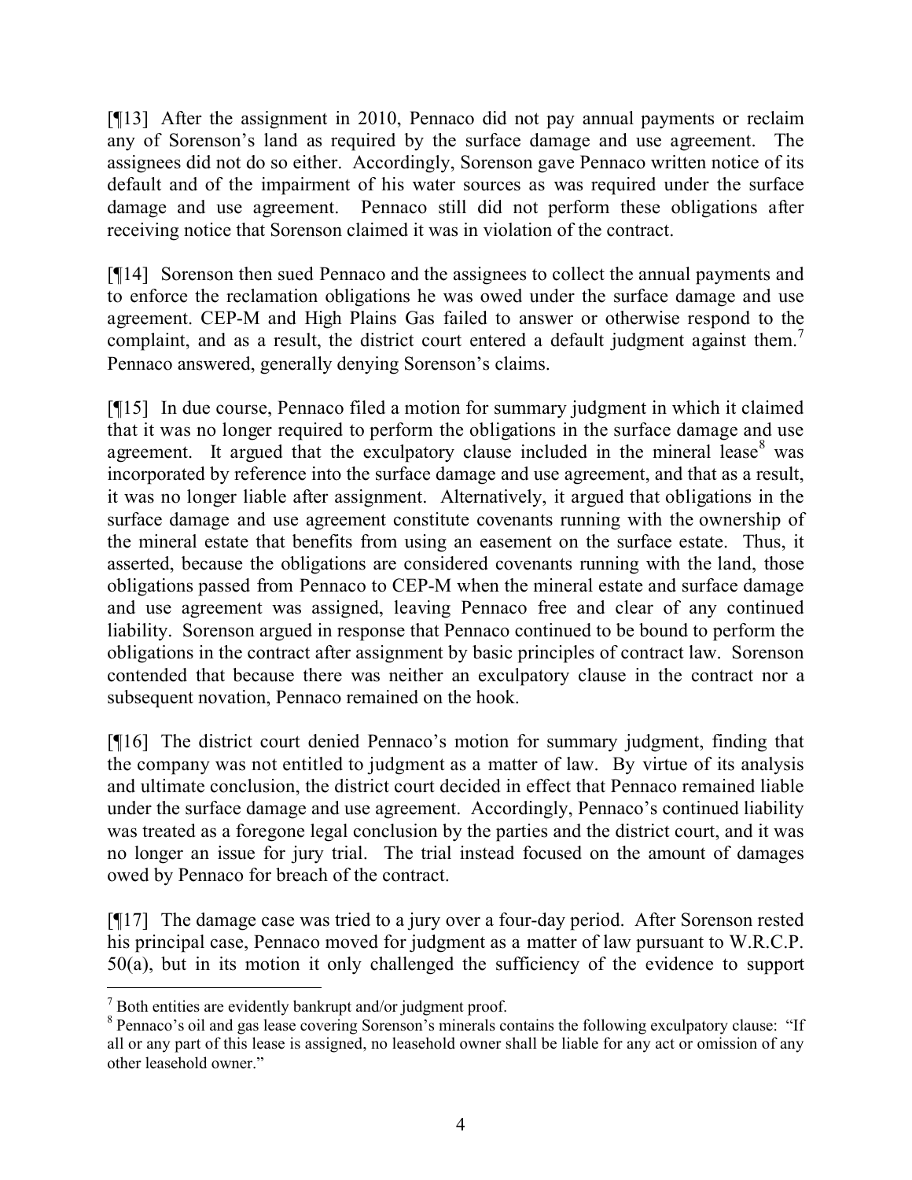[¶13] After the assignment in 2010, Pennaco did not pay annual payments or reclaim any of Sorenson's land as required by the surface damage and use agreement. The assignees did not do so either. Accordingly, Sorenson gave Pennaco written notice of its default and of the impairment of his water sources as was required under the surface damage and use agreement. Pennaco still did not perform these obligations after receiving notice that Sorenson claimed it was in violation of the contract.

[¶14] Sorenson then sued Pennaco and the assignees to collect the annual payments and to enforce the reclamation obligations he was owed under the surface damage and use agreement. CEP-M and High Plains Gas failed to answer or otherwise respond to the complaint, and as a result, the district court entered a default judgment against them.[7] Pennaco answered, generally denying Sorenson's claims.

[¶15] In due course, Pennaco filed a motion for summary judgment in which it claimed that it was no longer required to perform the obligations in the surface damage and use agreement. It argued that the exculpatory clause included in the mineral lease[8] was incorporated by reference into the surface damage and use agreement, and that as a result, it was no longer liable after assignment. Alternatively, it argued that obligations in the surface damage and use agreement constitute covenants running with the ownership of the mineral estate that benefits from using an easement on the surface estate. Thus, it asserted, because the obligations are considered covenants running with the land, those obligations passed from Pennaco to CEP-M when the mineral estate and surface damage and use agreement was assigned, leaving Pennaco free and clear of any continued liability. Sorenson argued in response that Pennaco continued to be bound to perform the obligations in the contract after assignment by basic principles of contract law. Sorenson contended that because there was neither an exculpatory clause in the contract nor a subsequent novation, Pennaco remained on the hook.

[¶16] The district court denied Pennaco's motion for summary judgment, finding that the company was not entitled to judgment as a matter of law. By virtue of its analysis and ultimate conclusion, the district court decided in effect that Pennaco remained liable under the surface damage and use agreement. Accordingly, Pennaco's continued liability was treated as a foregone legal conclusion by the parties and the district court, and it was no longer an issue for jury trial. The trial instead focused on the amount of damages owed by Pennaco for breach of the contract.

[¶17] The damage case was tried to a jury over a four-day period. After Sorenson rested his principal case, Pennaco moved for judgment as a matter of law pursuant to W.R.C.P. 50(a), but in its motion it only challenged the sufficiency of the evidence to support

---

[7] Both entities are evidently bankrupt and/or judgment proof.

[8] Pennaco's oil and gas lease covering Sorenson's minerals contains the following exculpatory clause: "If all or any part of this lease is assigned, no leasehold owner shall be liable for any act or omission of any other leasehold owner."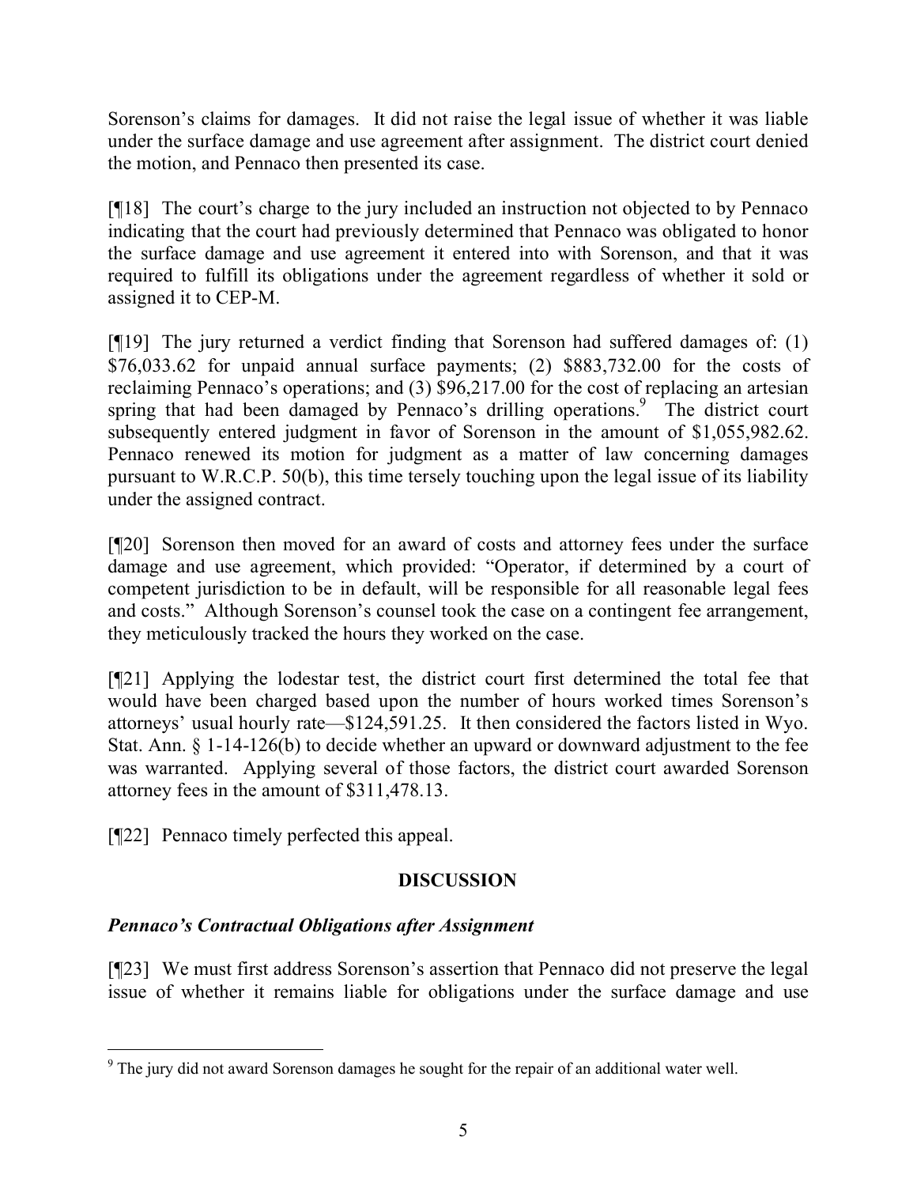Sorenson's claims for damages. It did not raise the legal issue of whether it was liable under the surface damage and use agreement after assignment. The district court denied the motion, and Pennaco then presented its case.

[¶18] The court's charge to the jury included an instruction not objected to by Pennaco indicating that the court had previously determined that Pennaco was obligated to honor the surface damage and use agreement it entered into with Sorenson, and that it was required to fulfill its obligations under the agreement regardless of whether it sold or assigned it to CEP-M.

[¶19] The jury returned a verdict finding that Sorenson had suffered damages of: (1) $76,033.62 for unpaid annual surface payments; (2) $883,732.00 for the costs of reclaiming Pennaco's operations; and (3) $96,217.00 for the cost of replacing an artesian spring that had been damaged by Pennaco's drilling operations.[9] The district court subsequently entered judgment in favor of Sorenson in the amount of $1,055,982.62. Pennaco renewed its motion for judgment as a matter of law concerning damages pursuant to W.R.C.P. 50(b), this time tersely touching upon the legal issue of its liability under the assigned contract.

[¶20] Sorenson then moved for an award of costs and attorney fees under the surface damage and use agreement, which provided: "Operator, if determined by a court of competent jurisdiction to be in default, will be responsible for all reasonable legal fees and costs." Although Sorenson's counsel took the case on a contingent fee arrangement, they meticulously tracked the hours they worked on the case.

[¶21] Applying the lodestar test, the district court first determined the total fee that would have been charged based upon the number of hours worked times Sorenson's attorneys' usual hourly rate—$124,591.25. It then considered the factors listed in Wyo. Stat. Ann. § 1-14-126(b) to decide whether an upward or downward adjustment to the fee was warranted. Applying several of those factors, the district court awarded Sorenson attorney fees in the amount of $311,478.13.

[¶22] Pennaco timely perfected this appeal.

## DISCUSSION

### *Pennaco's Contractual Obligations after Assignment*

[¶23] We must first address Sorenson's assertion that Pennaco did not preserve the legal issue of whether it remains liable for obligations under the surface damage and use

[9] The jury did not award Sorenson damages he sought for the repair of an additional water well.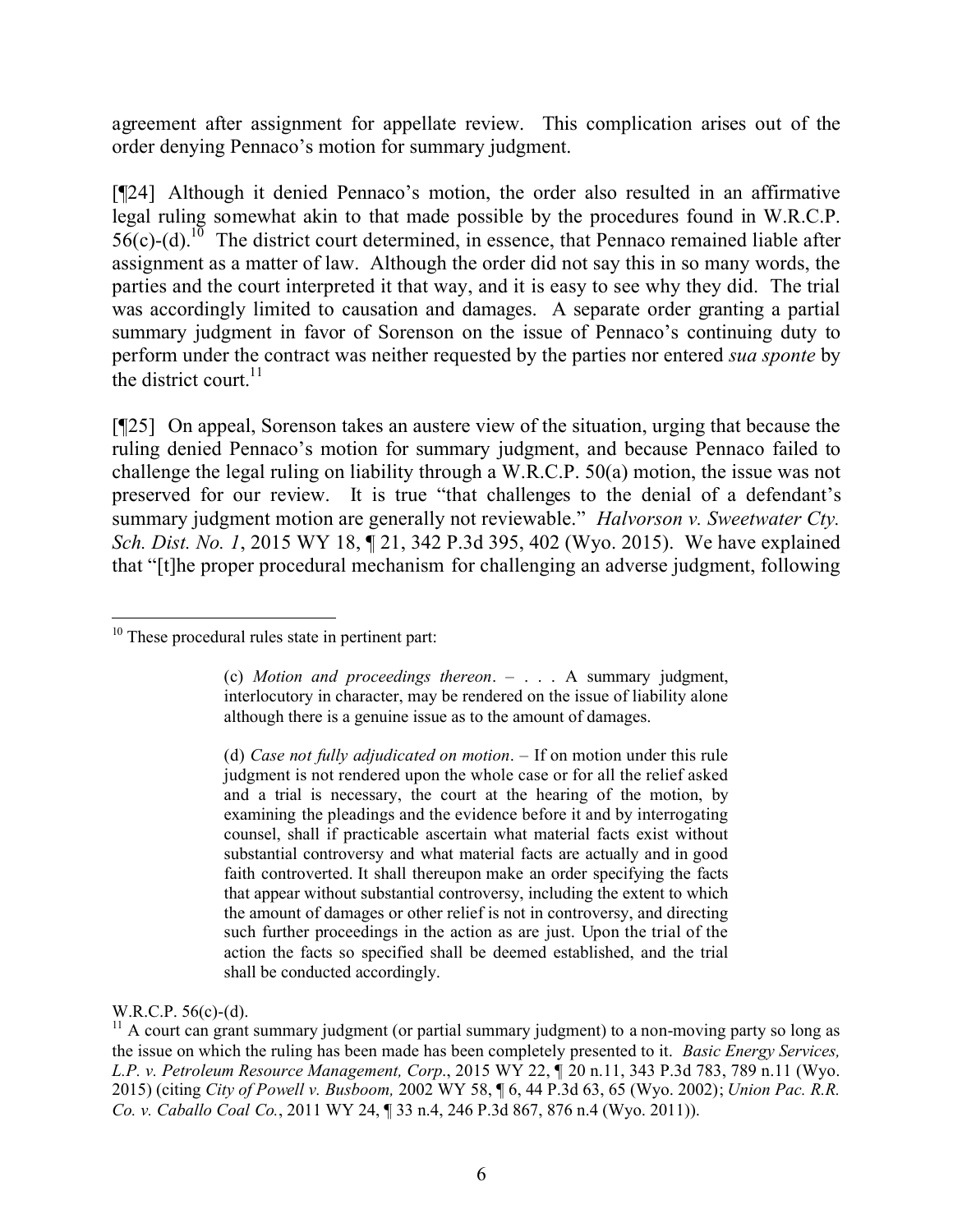agreement after assignment for appellate review. This complication arises out of the order denying Pennaco's motion for summary judgment.

[¶24] Although it denied Pennaco's motion, the order also resulted in an affirmative legal ruling somewhat akin to that made possible by the procedures found in W.R.C.P. 56(c)-(d).[10] The district court determined, in essence, that Pennaco remained liable after assignment as a matter of law. Although the order did not say this in so many words, the parties and the court interpreted it that way, and it is easy to see why they did. The trial was accordingly limited to causation and damages. A separate order granting a partial summary judgment in favor of Sorenson on the issue of Pennaco's continuing duty to perform under the contract was neither requested by the parties nor entered *sua sponte* by the district court.[11]

[¶25] On appeal, Sorenson takes an austere view of the situation, urging that because the ruling denied Pennaco's motion for summary judgment, and because Pennaco failed to challenge the legal ruling on liability through a W.R.C.P. 50(a) motion, the issue was not preserved for our review. It is true "that challenges to the denial of a defendant's summary judgment motion are generally not reviewable." *Halvorson v. Sweetwater Cty. Sch. Dist. No. 1*, 2015 WY 18, ¶ 21, 342 P.3d 395, 402 (Wyo. 2015). We have explained that "[t]he proper procedural mechanism for challenging an adverse judgment, following

---

[10] These procedural rules state in pertinent part:

> (c) *Motion and proceedings thereon*. – . . . A summary judgment, interlocutory in character, may be rendered on the issue of liability alone although there is a genuine issue as to the amount of damages.
>
> (d) *Case not fully adjudicated on motion*. – If on motion under this rule judgment is not rendered upon the whole case or for all the relief asked and a trial is necessary, the court at the hearing of the motion, by examining the pleadings and the evidence before it and by interrogating counsel, shall if practicable ascertain what material facts exist without substantial controversy and what material facts are actually and in good faith controverted. It shall thereupon make an order specifying the facts that appear without substantial controversy, including the extent to which the amount of damages or other relief is not in controversy, and directing such further proceedings in the action as are just. Upon the trial of the action the facts so specified shall be deemed established, and the trial shall be conducted accordingly.

W.R.C.P. 56(c)-(d).

[11] A court can grant summary judgment (or partial summary judgment) to a non-moving party so long as the issue on which the ruling has been made has been completely presented to it. *Basic Energy Services, L.P. v. Petroleum Resource Management, Corp.*, 2015 WY 22, ¶ 20 n.11, 343 P.3d 783, 789 n.11 (Wyo. 2015) (citing *City of Powell v. Busboom,* 2002 WY 58, ¶ 6, 44 P.3d 63, 65 (Wyo. 2002); *Union Pac. R.R. Co. v. Caballo Coal Co.*, 2011 WY 24, ¶ 33 n.4, 246 P.3d 867, 876 n.4 (Wyo. 2011)).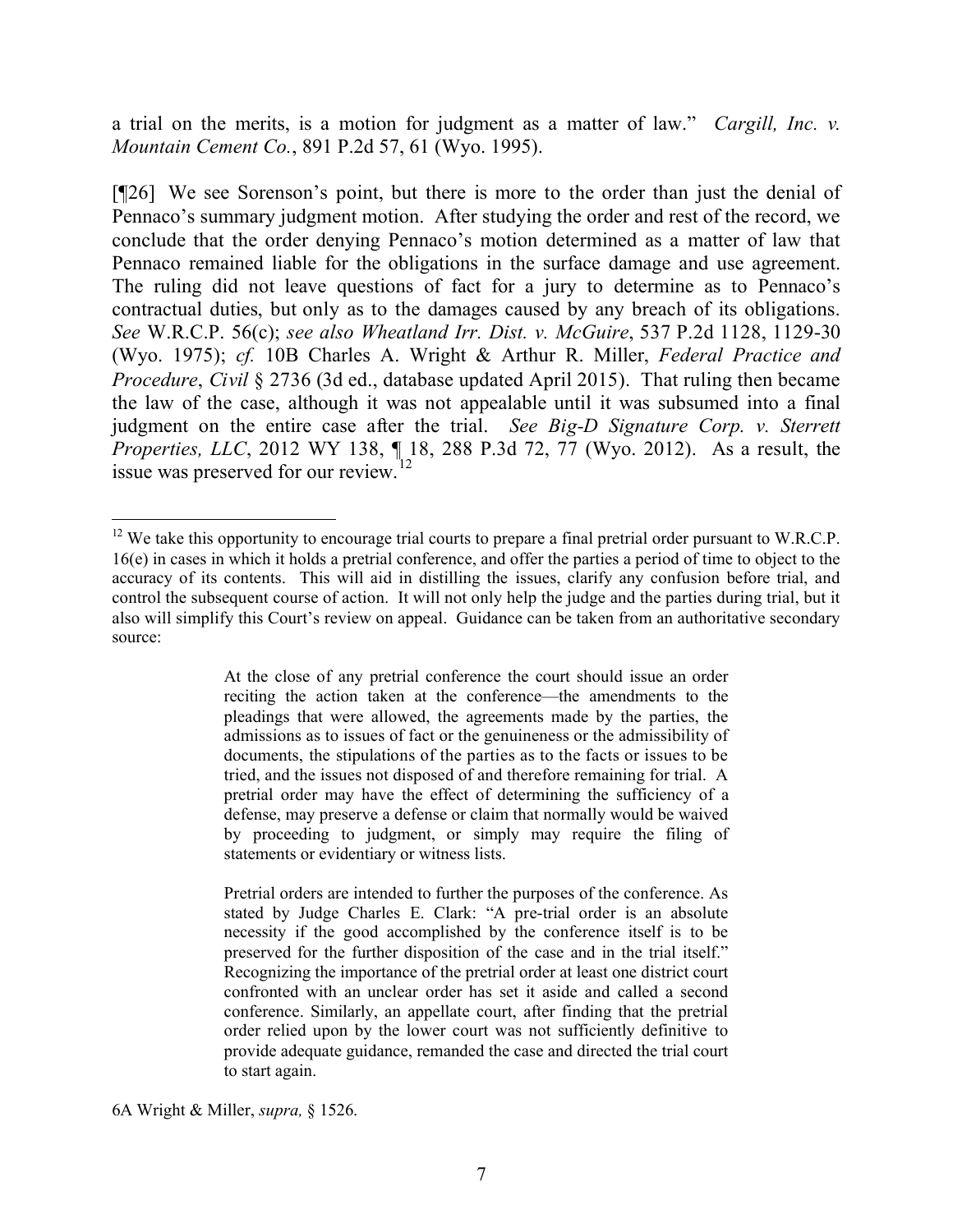a trial on the merits, is a motion for judgment as a matter of law." *Cargill, Inc. v. Mountain Cement Co.*, 891 P.2d 57, 61 (Wyo. 1995).

[¶26] We see Sorenson's point, but there is more to the order than just the denial of Pennaco's summary judgment motion. After studying the order and rest of the record, we conclude that the order denying Pennaco's motion determined as a matter of law that Pennaco remained liable for the obligations in the surface damage and use agreement. The ruling did not leave questions of fact for a jury to determine as to Pennaco's contractual duties, but only as to the damages caused by any breach of its obligations. *See* W.R.C.P. 56(c); *see also Wheatland Irr. Dist. v. McGuire*, 537 P.2d 1128, 1129-30 (Wyo. 1975); *cf.* 10B Charles A. Wright & Arthur R. Miller, *Federal Practice and Procedure*, *Civil* § 2736 (3d ed., database updated April 2015). That ruling then became the law of the case, although it was not appealable until it was subsumed into a final judgment on the entire case after the trial. *See Big-D Signature Corp. v. Sterrett Properties, LLC*, 2012 WY 138, ¶ 18, 288 P.3d 72, 77 (Wyo. 2012). As a result, the issue was preserved for our review.[12]

---

[12] We take this opportunity to encourage trial courts to prepare a final pretrial order pursuant to W.R.C.P. 16(e) in cases in which it holds a pretrial conference, and offer the parties a period of time to object to the accuracy of its contents. This will aid in distilling the issues, clarify any confusion before trial, and control the subsequent course of action. It will not only help the judge and the parties during trial, but it also will simplify this Court's review on appeal. Guidance can be taken from an authoritative secondary source:

> At the close of any pretrial conference the court should issue an order reciting the action taken at the conference—the amendments to the pleadings that were allowed, the agreements made by the parties, the admissions as to issues of fact or the genuineness or the admissibility of documents, the stipulations of the parties as to the facts or issues to be tried, and the issues not disposed of and therefore remaining for trial. A pretrial order may have the effect of determining the sufficiency of a defense, may preserve a defense or claim that normally would be waived by proceeding to judgment, or simply may require the filing of statements or evidentiary or witness lists.
>
> Pretrial orders are intended to further the purposes of the conference. As stated by Judge Charles E. Clark: "A pre-trial order is an absolute necessity if the good accomplished by the conference itself is to be preserved for the further disposition of the case and in the trial itself." Recognizing the importance of the pretrial order at least one district court confronted with an unclear order has set it aside and called a second conference. Similarly, an appellate court, after finding that the pretrial order relied upon by the lower court was not sufficiently definitive to provide adequate guidance, remanded the case and directed the trial court to start again.

6A Wright & Miller, *supra,* § 1526.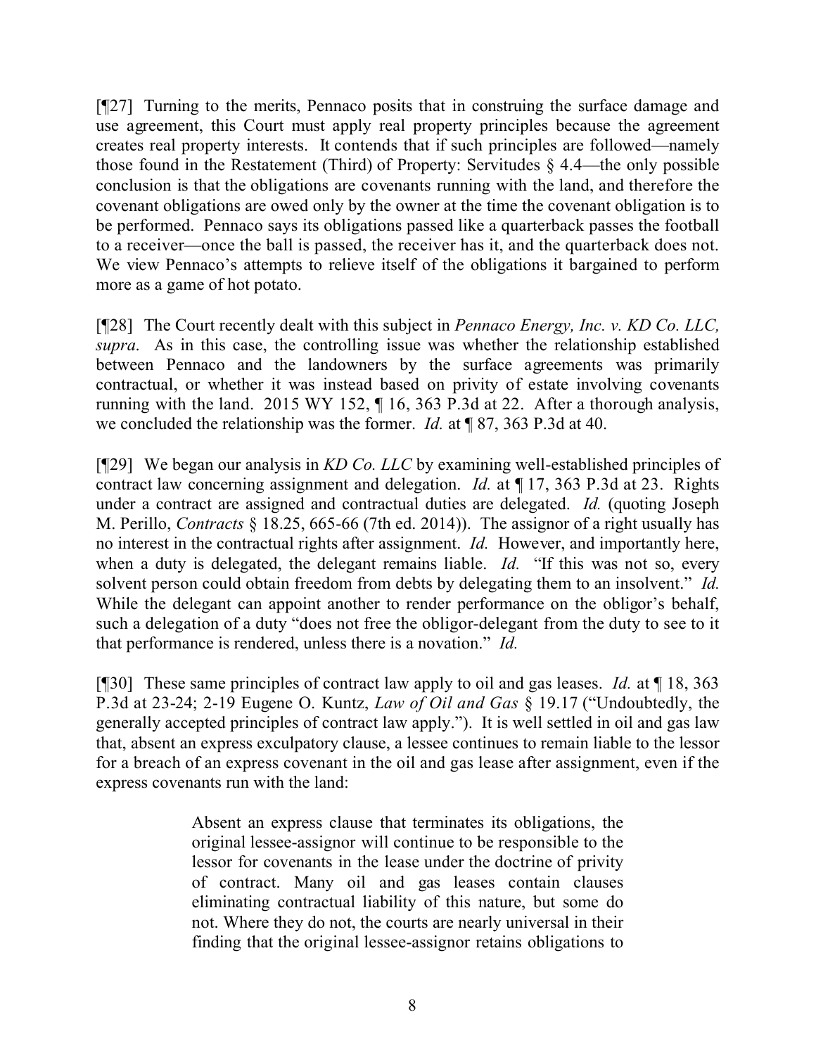[¶27] Turning to the merits, Pennaco posits that in construing the surface damage and use agreement, this Court must apply real property principles because the agreement creates real property interests. It contends that if such principles are followed—namely those found in the Restatement (Third) of Property: Servitudes § 4.4—the only possible conclusion is that the obligations are covenants running with the land, and therefore the covenant obligations are owed only by the owner at the time the covenant obligation is to be performed. Pennaco says its obligations passed like a quarterback passes the football to a receiver—once the ball is passed, the receiver has it, and the quarterback does not. We view Pennaco's attempts to relieve itself of the obligations it bargained to perform more as a game of hot potato.

[¶28] The Court recently dealt with this subject in *Pennaco Energy, Inc. v. KD Co. LLC, supra*. As in this case, the controlling issue was whether the relationship established between Pennaco and the landowners by the surface agreements was primarily contractual, or whether it was instead based on privity of estate involving covenants running with the land. 2015 WY 152, ¶ 16, 363 P.3d at 22. After a thorough analysis, we concluded the relationship was the former. *Id.* at ¶ 87, 363 P.3d at 40.

[¶29] We began our analysis in *KD Co. LLC* by examining well-established principles of contract law concerning assignment and delegation. *Id.* at ¶ 17, 363 P.3d at 23. Rights under a contract are assigned and contractual duties are delegated. *Id.* (quoting Joseph M. Perillo, *Contracts* § 18.25, 665-66 (7th ed. 2014)). The assignor of a right usually has no interest in the contractual rights after assignment. *Id.* However, and importantly here, when a duty is delegated, the delegant remains liable. *Id.* "If this was not so, every solvent person could obtain freedom from debts by delegating them to an insolvent." *Id.* While the delegant can appoint another to render performance on the obligor's behalf, such a delegation of a duty "does not free the obligor-delegant from the duty to see to it that performance is rendered, unless there is a novation." *Id.*

[¶30] These same principles of contract law apply to oil and gas leases. *Id.* at ¶ 18, 363 P.3d at 23-24; 2-19 Eugene O. Kuntz, *Law of Oil and Gas* § 19.17 ("Undoubtedly, the generally accepted principles of contract law apply."). It is well settled in oil and gas law that, absent an express exculpatory clause, a lessee continues to remain liable to the lessor for a breach of an express covenant in the oil and gas lease after assignment, even if the express covenants run with the land:

> Absent an express clause that terminates its obligations, the original lessee-assignor will continue to be responsible to the lessor for covenants in the lease under the doctrine of privity of contract. Many oil and gas leases contain clauses eliminating contractual liability of this nature, but some do not. Where they do not, the courts are nearly universal in their finding that the original lessee-assignor retains obligations to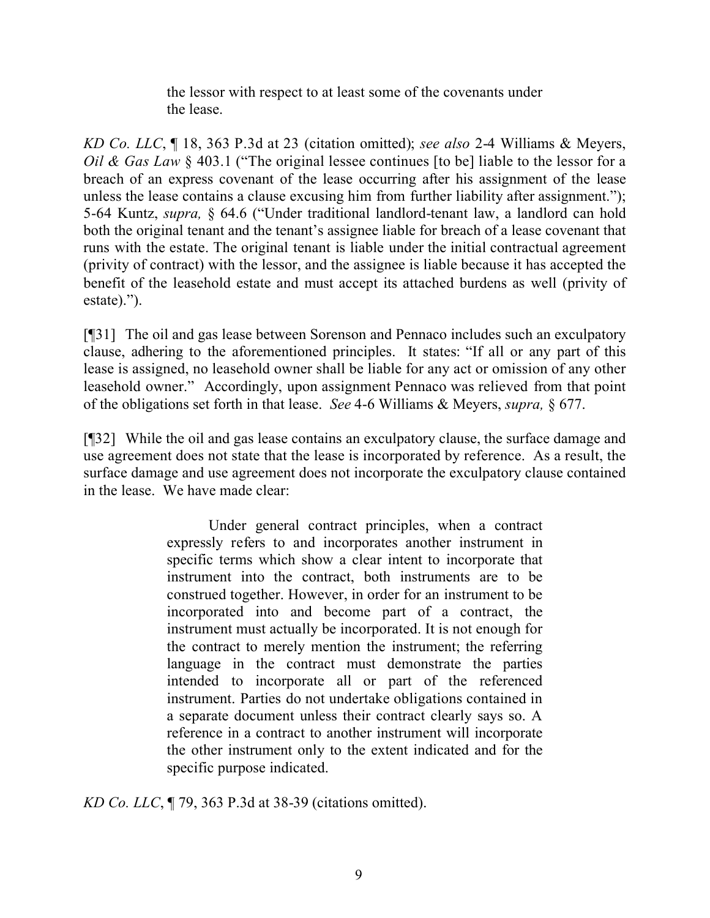> the lessor with respect to at least some of the covenants under the lease.

*KD Co. LLC*, ¶ 18, 363 P.3d at 23 (citation omitted); *see also* 2-4 Williams & Meyers, *Oil & Gas Law* § 403.1 ("The original lessee continues [to be] liable to the lessor for a breach of an express covenant of the lease occurring after his assignment of the lease unless the lease contains a clause excusing him from further liability after assignment."); 5-64 Kuntz, *supra,* § 64.6 ("Under traditional landlord-tenant law, a landlord can hold both the original tenant and the tenant's assignee liable for breach of a lease covenant that runs with the estate. The original tenant is liable under the initial contractual agreement (privity of contract) with the lessor, and the assignee is liable because it has accepted the benefit of the leasehold estate and must accept its attached burdens as well (privity of estate).").

[¶31] The oil and gas lease between Sorenson and Pennaco includes such an exculpatory clause, adhering to the aforementioned principles. It states: "If all or any part of this lease is assigned, no leasehold owner shall be liable for any act or omission of any other leasehold owner." Accordingly, upon assignment Pennaco was relieved from that point of the obligations set forth in that lease. *See* 4-6 Williams & Meyers, *supra,* § 677.

[¶32] While the oil and gas lease contains an exculpatory clause, the surface damage and use agreement does not state that the lease is incorporated by reference. As a result, the surface damage and use agreement does not incorporate the exculpatory clause contained in the lease. We have made clear:

> Under general contract principles, when a contract expressly refers to and incorporates another instrument in specific terms which show a clear intent to incorporate that instrument into the contract, both instruments are to be construed together. However, in order for an instrument to be incorporated into and become part of a contract, the instrument must actually be incorporated. It is not enough for the contract to merely mention the instrument; the referring language in the contract must demonstrate the parties intended to incorporate all or part of the referenced instrument. Parties do not undertake obligations contained in a separate document unless their contract clearly says so. A reference in a contract to another instrument will incorporate the other instrument only to the extent indicated and for the specific purpose indicated.

*KD Co. LLC*, ¶ 79, 363 P.3d at 38-39 (citations omitted).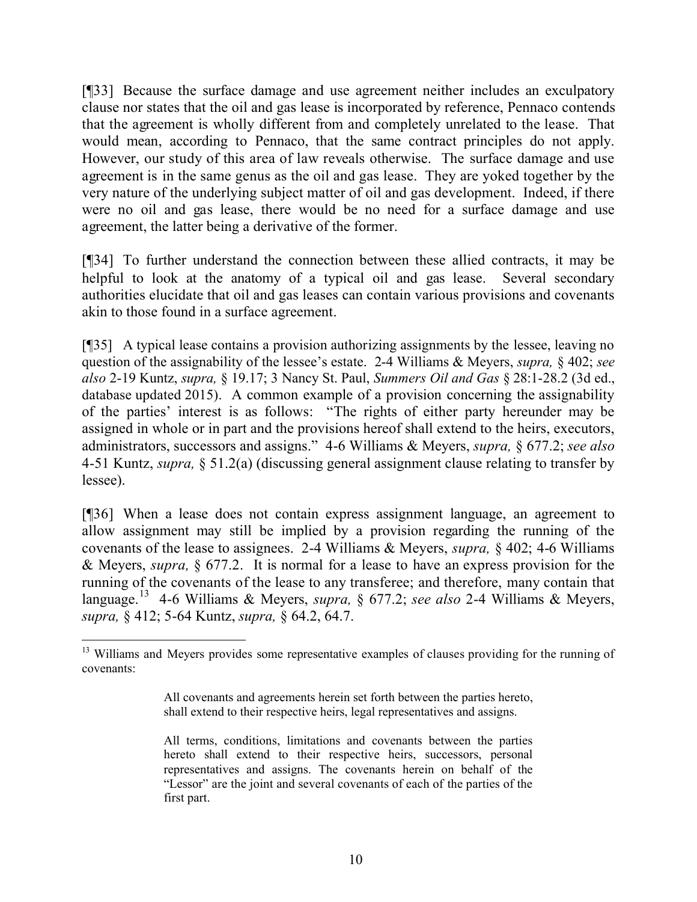[¶33] Because the surface damage and use agreement neither includes an exculpatory clause nor states that the oil and gas lease is incorporated by reference, Pennaco contends that the agreement is wholly different from and completely unrelated to the lease. That would mean, according to Pennaco, that the same contract principles do not apply. However, our study of this area of law reveals otherwise. The surface damage and use agreement is in the same genus as the oil and gas lease. They are yoked together by the very nature of the underlying subject matter of oil and gas development. Indeed, if there were no oil and gas lease, there would be no need for a surface damage and use agreement, the latter being a derivative of the former.

[¶34] To further understand the connection between these allied contracts, it may be helpful to look at the anatomy of a typical oil and gas lease. Several secondary authorities elucidate that oil and gas leases can contain various provisions and covenants akin to those found in a surface agreement.

[¶35] A typical lease contains a provision authorizing assignments by the lessee, leaving no question of the assignability of the lessee's estate. 2-4 Williams & Meyers, *supra,* § 402; *see also* 2-19 Kuntz, *supra,* § 19.17; 3 Nancy St. Paul, *Summers Oil and Gas* § 28:1-28.2 (3d ed., database updated 2015). A common example of a provision concerning the assignability of the parties' interest is as follows: "The rights of either party hereunder may be assigned in whole or in part and the provisions hereof shall extend to the heirs, executors, administrators, successors and assigns." 4-6 Williams & Meyers, *supra,* § 677.2; *see also* 4-51 Kuntz, *supra,* § 51.2(a) (discussing general assignment clause relating to transfer by lessee).

[¶36] When a lease does not contain express assignment language, an agreement to allow assignment may still be implied by a provision regarding the running of the covenants of the lease to assignees. 2-4 Williams & Meyers, *supra,* § 402; 4-6 Williams & Meyers, *supra,* § 677.2. It is normal for a lease to have an express provision for the running of the covenants of the lease to any transferee; and therefore, many contain that language.[13] 4-6 Williams & Meyers, *supra,* § 677.2; *see also* 2-4 Williams & Meyers, *supra,* § 412; 5-64 Kuntz, *supra,* § 64.2, 64.7.

---

[13] Williams and Meyers provides some representative examples of clauses providing for the running of covenants:

> All covenants and agreements herein set forth between the parties hereto, shall extend to their respective heirs, legal representatives and assigns.
>
> All terms, conditions, limitations and covenants between the parties hereto shall extend to their respective heirs, successors, personal representatives and assigns. The covenants herein on behalf of the "Lessor" are the joint and several covenants of each of the parties of the first part.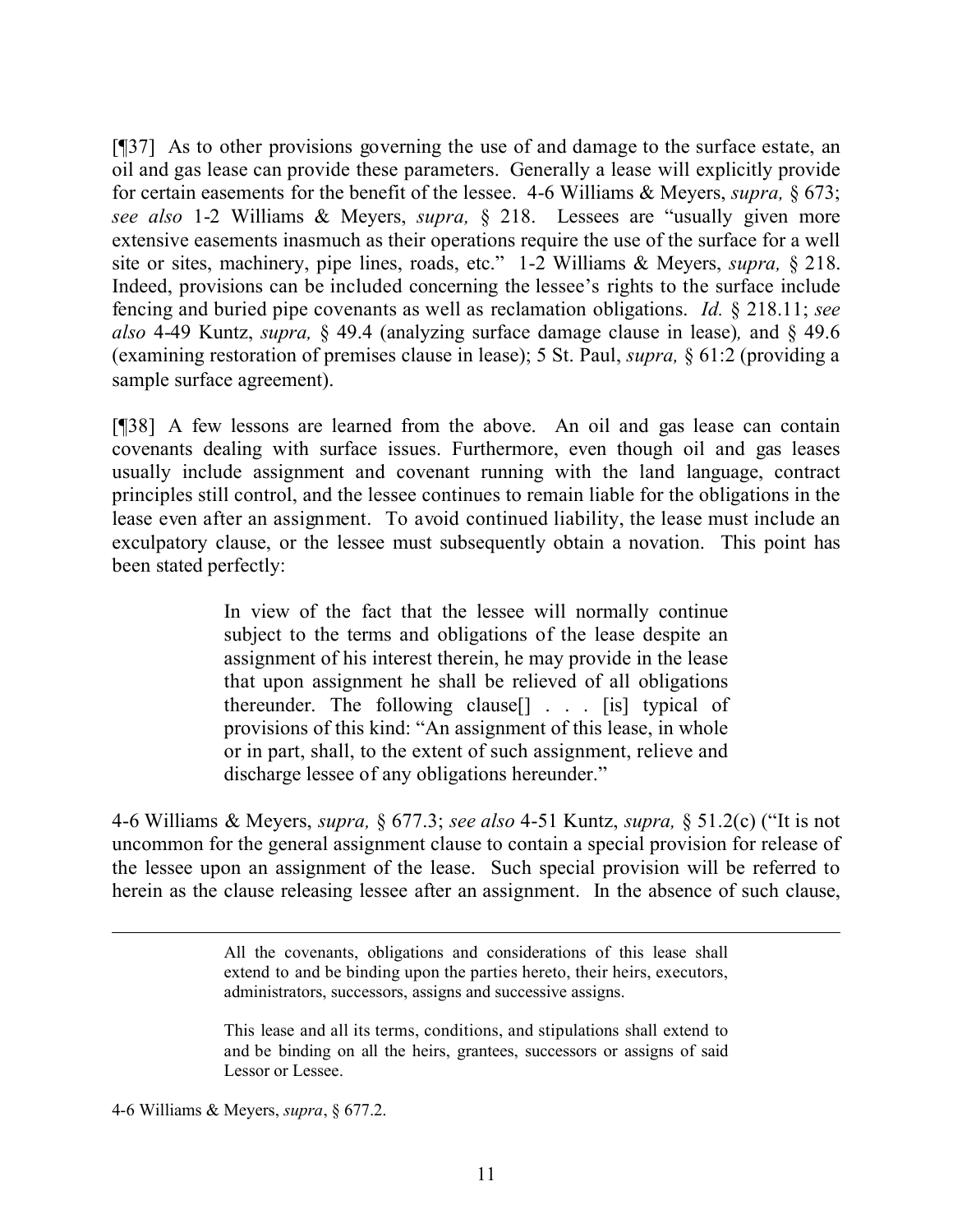[¶37] As to other provisions governing the use of and damage to the surface estate, an oil and gas lease can provide these parameters. Generally a lease will explicitly provide for certain easements for the benefit of the lessee. 4-6 Williams & Meyers, *supra,* § 673; *see also* 1-2 Williams & Meyers, *supra,* § 218. Lessees are "usually given more extensive easements inasmuch as their operations require the use of the surface for a well site or sites, machinery, pipe lines, roads, etc." 1-2 Williams & Meyers, *supra,* § 218. Indeed, provisions can be included concerning the lessee's rights to the surface include fencing and buried pipe covenants as well as reclamation obligations. *Id.* § 218.11; *see also* 4-49 Kuntz, *supra,* § 49.4 (analyzing surface damage clause in lease)*,* and § 49.6 (examining restoration of premises clause in lease); 5 St. Paul, *supra,* § 61:2 (providing a sample surface agreement).

[¶38] A few lessons are learned from the above. An oil and gas lease can contain covenants dealing with surface issues. Furthermore, even though oil and gas leases usually include assignment and covenant running with the land language, contract principles still control, and the lessee continues to remain liable for the obligations in the lease even after an assignment. To avoid continued liability, the lease must include an exculpatory clause, or the lessee must subsequently obtain a novation. This point has been stated perfectly:

> In view of the fact that the lessee will normally continue subject to the terms and obligations of the lease despite an assignment of his interest therein, he may provide in the lease that upon assignment he shall be relieved of all obligations thereunder. The following clause[] . . . [is] typical of provisions of this kind: "An assignment of this lease, in whole or in part, shall, to the extent of such assignment, relieve and discharge lessee of any obligations hereunder."

4-6 Williams & Meyers, *supra,* § 677.3; *see also* 4-51 Kuntz, *supra,* § 51.2(c) ("It is not uncommon for the general assignment clause to contain a special provision for release of the lessee upon an assignment of the lease. Such special provision will be referred to herein as the clause releasing lessee after an assignment. In the absence of such clause,

---

> All the covenants, obligations and considerations of this lease shall extend to and be binding upon the parties hereto, their heirs, executors, administrators, successors, assigns and successive assigns.
>
> This lease and all its terms, conditions, and stipulations shall extend to and be binding on all the heirs, grantees, successors or assigns of said Lessor or Lessee.

4-6 Williams & Meyers, *supra*, § 677.2.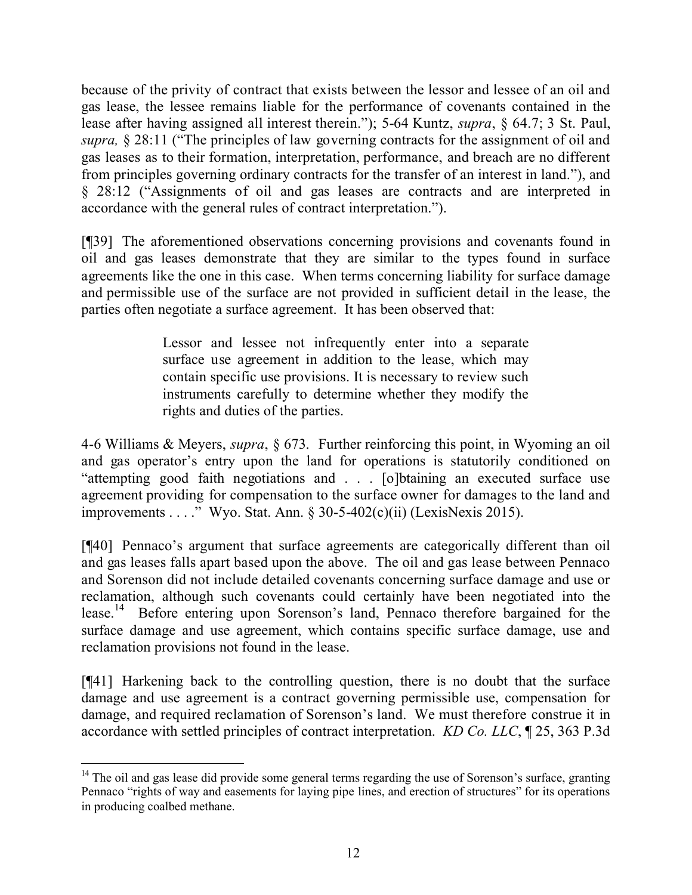because of the privity of contract that exists between the lessor and lessee of an oil and gas lease, the lessee remains liable for the performance of covenants contained in the lease after having assigned all interest therein."); 5-64 Kuntz, *supra*, § 64.7; 3 St. Paul, *supra,* § 28:11 ("The principles of law governing contracts for the assignment of oil and gas leases as to their formation, interpretation, performance, and breach are no different from principles governing ordinary contracts for the transfer of an interest in land."), and § 28:12 ("Assignments of oil and gas leases are contracts and are interpreted in accordance with the general rules of contract interpretation.").

[¶39] The aforementioned observations concerning provisions and covenants found in oil and gas leases demonstrate that they are similar to the types found in surface agreements like the one in this case. When terms concerning liability for surface damage and permissible use of the surface are not provided in sufficient detail in the lease, the parties often negotiate a surface agreement. It has been observed that:

> Lessor and lessee not infrequently enter into a separate surface use agreement in addition to the lease, which may contain specific use provisions. It is necessary to review such instruments carefully to determine whether they modify the rights and duties of the parties.

4-6 Williams & Meyers, *supra*, § 673. Further reinforcing this point, in Wyoming an oil and gas operator's entry upon the land for operations is statutorily conditioned on "attempting good faith negotiations and . . . [o]btaining an executed surface use agreement providing for compensation to the surface owner for damages to the land and improvements . . . ." Wyo. Stat. Ann. § 30-5-402(c)(ii) (LexisNexis 2015).

[¶40] Pennaco's argument that surface agreements are categorically different than oil and gas leases falls apart based upon the above. The oil and gas lease between Pennaco and Sorenson did not include detailed covenants concerning surface damage and use or reclamation, although such covenants could certainly have been negotiated into the lease.[14] Before entering upon Sorenson's land, Pennaco therefore bargained for the surface damage and use agreement, which contains specific surface damage, use and reclamation provisions not found in the lease.

[¶41] Harkening back to the controlling question, there is no doubt that the surface damage and use agreement is a contract governing permissible use, compensation for damage, and required reclamation of Sorenson's land. We must therefore construe it in accordance with settled principles of contract interpretation. *KD Co. LLC*, ¶ 25, 363 P.3d

---

[14] The oil and gas lease did provide some general terms regarding the use of Sorenson's surface, granting Pennaco "rights of way and easements for laying pipe lines, and erection of structures" for its operations in producing coalbed methane.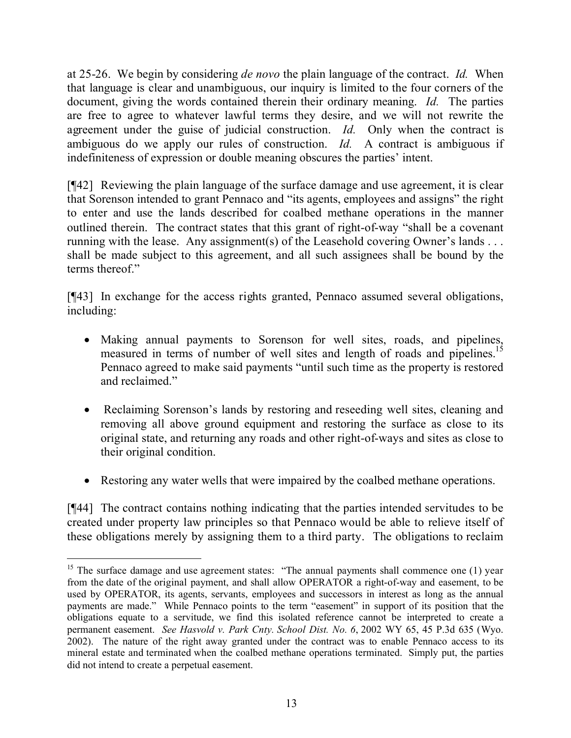at 25-26. We begin by considering *de novo* the plain language of the contract. *Id.* When that language is clear and unambiguous, our inquiry is limited to the four corners of the document, giving the words contained therein their ordinary meaning. *Id.* The parties are free to agree to whatever lawful terms they desire, and we will not rewrite the agreement under the guise of judicial construction. *Id.* Only when the contract is ambiguous do we apply our rules of construction. *Id.* A contract is ambiguous if indefiniteness of expression or double meaning obscures the parties' intent.

[¶42] Reviewing the plain language of the surface damage and use agreement, it is clear that Sorenson intended to grant Pennaco and "its agents, employees and assigns" the right to enter and use the lands described for coalbed methane operations in the manner outlined therein. The contract states that this grant of right-of-way "shall be a covenant running with the lease. Any assignment(s) of the Leasehold covering Owner's lands . . . shall be made subject to this agreement, and all such assignees shall be bound by the terms thereof."

[¶43] In exchange for the access rights granted, Pennaco assumed several obligations, including:

- Making annual payments to Sorenson for well sites, roads, and pipelines, measured in terms of number of well sites and length of roads and pipelines.[15] Pennaco agreed to make said payments "until such time as the property is restored and reclaimed."
- Reclaiming Sorenson's lands by restoring and reseeding well sites, cleaning and removing all above ground equipment and restoring the surface as close to its original state, and returning any roads and other right-of-ways and sites as close to their original condition.
- Restoring any water wells that were impaired by the coalbed methane operations.

[¶44] The contract contains nothing indicating that the parties intended servitudes to be created under property law principles so that Pennaco would be able to relieve itself of these obligations merely by assigning them to a third party. The obligations to reclaim

---

[15] The surface damage and use agreement states: "The annual payments shall commence one (1) year from the date of the original payment, and shall allow OPERATOR a right-of-way and easement, to be used by OPERATOR, its agents, servants, employees and successors in interest as long as the annual payments are made." While Pennaco points to the term "easement" in support of its position that the obligations equate to a servitude, we find this isolated reference cannot be interpreted to create a permanent easement. *See Hasvold v. Park Cnty. School Dist. No. 6*, 2002 WY 65, 45 P.3d 635 (Wyo. 2002). The nature of the right away granted under the contract was to enable Pennaco access to its mineral estate and terminated when the coalbed methane operations terminated. Simply put, the parties did not intend to create a perpetual easement.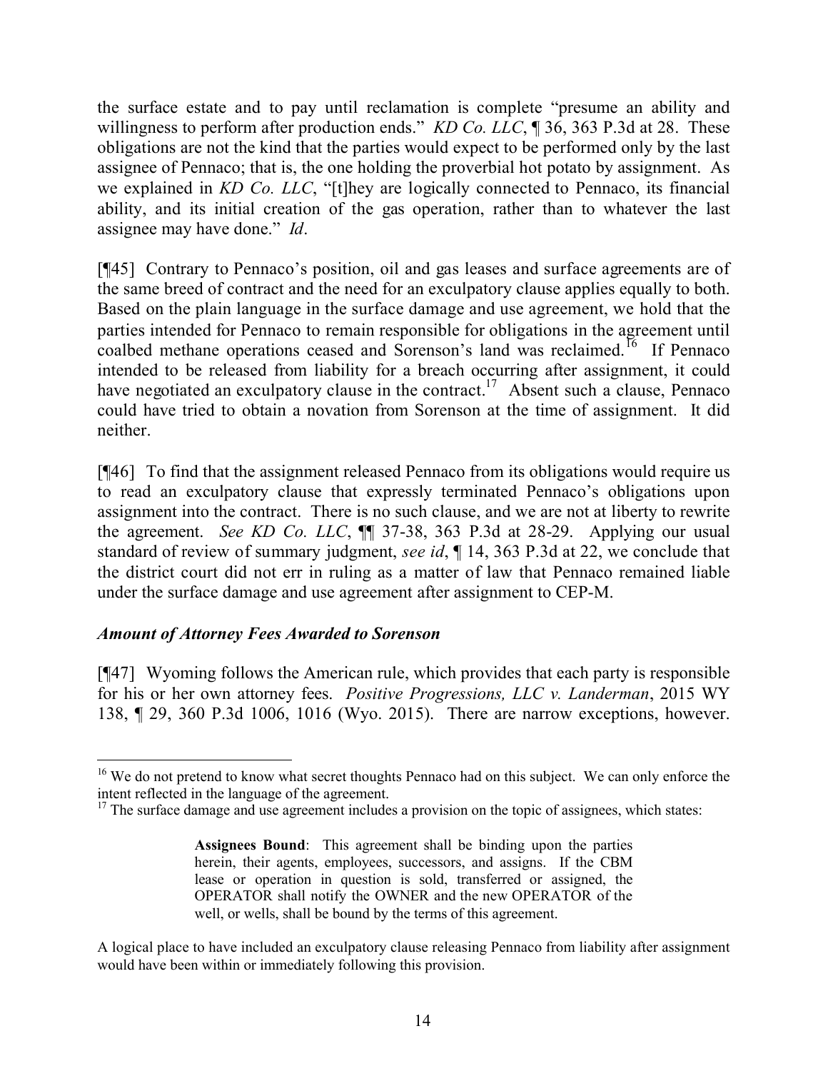the surface estate and to pay until reclamation is complete "presume an ability and willingness to perform after production ends." *KD Co. LLC*, ¶ 36, 363 P.3d at 28. These obligations are not the kind that the parties would expect to be performed only by the last assignee of Pennaco; that is, the one holding the proverbial hot potato by assignment. As we explained in *KD Co. LLC*, "[t]hey are logically connected to Pennaco, its financial ability, and its initial creation of the gas operation, rather than to whatever the last assignee may have done." *Id*.

[¶45] Contrary to Pennaco's position, oil and gas leases and surface agreements are of the same breed of contract and the need for an exculpatory clause applies equally to both. Based on the plain language in the surface damage and use agreement, we hold that the parties intended for Pennaco to remain responsible for obligations in the agreement until coalbed methane operations ceased and Sorenson's land was reclaimed.[16] If Pennaco intended to be released from liability for a breach occurring after assignment, it could have negotiated an exculpatory clause in the contract.[17] Absent such a clause, Pennaco could have tried to obtain a novation from Sorenson at the time of assignment. It did neither.

[¶46] To find that the assignment released Pennaco from its obligations would require us to read an exculpatory clause that expressly terminated Pennaco's obligations upon assignment into the contract. There is no such clause, and we are not at liberty to rewrite the agreement. *See KD Co. LLC*, ¶¶ 37-38, 363 P.3d at 28-29. Applying our usual standard of review of summary judgment, *see id*, ¶ 14, 363 P.3d at 22, we conclude that the district court did not err in ruling as a matter of law that Pennaco remained liable under the surface damage and use agreement after assignment to CEP-M.

### *Amount of Attorney Fees Awarded to Sorenson*

[¶47] Wyoming follows the American rule, which provides that each party is responsible for his or her own attorney fees. *Positive Progressions, LLC v. Landerman*, 2015 WY 138, ¶ 29, 360 P.3d 1006, 1016 (Wyo. 2015). There are narrow exceptions, however.

---

[16] We do not pretend to know what secret thoughts Pennaco had on this subject. We can only enforce the intent reflected in the language of the agreement.

[17] The surface damage and use agreement includes a provision on the topic of assignees, which states:

> **Assignees Bound**: This agreement shall be binding upon the parties herein, their agents, employees, successors, and assigns. If the CBM lease or operation in question is sold, transferred or assigned, the OPERATOR shall notify the OWNER and the new OPERATOR of the well, or wells, shall be bound by the terms of this agreement.

A logical place to have included an exculpatory clause releasing Pennaco from liability after assignment would have been within or immediately following this provision.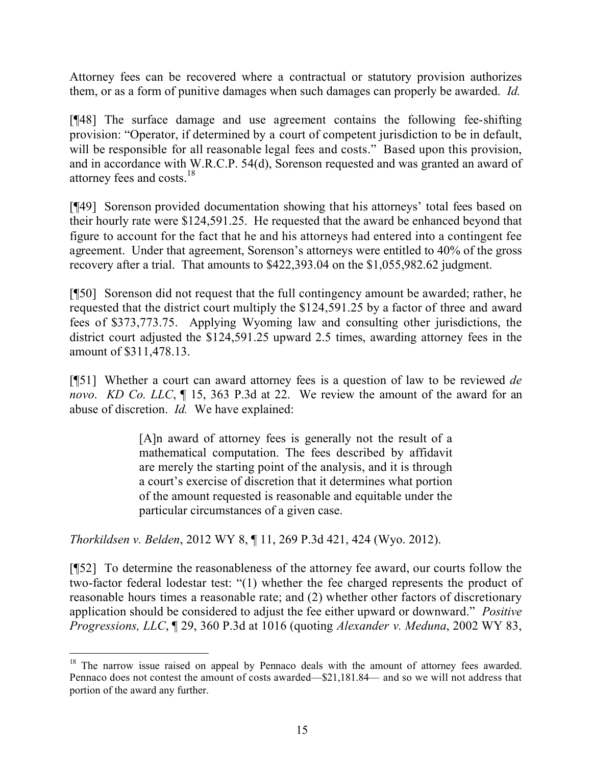Attorney fees can be recovered where a contractual or statutory provision authorizes them, or as a form of punitive damages when such damages can properly be awarded. *Id.*

[¶48] The surface damage and use agreement contains the following fee-shifting provision: "Operator, if determined by a court of competent jurisdiction to be in default, will be responsible for all reasonable legal fees and costs." Based upon this provision, and in accordance with W.R.C.P. 54(d), Sorenson requested and was granted an award of attorney fees and costs.[18]

[¶49] Sorenson provided documentation showing that his attorneys' total fees based on their hourly rate were $124,591.25. He requested that the award be enhanced beyond that figure to account for the fact that he and his attorneys had entered into a contingent fee agreement. Under that agreement, Sorenson's attorneys were entitled to 40% of the gross recovery after a trial. That amounts to $422,393.04 on the $1,055,982.62 judgment.

[¶50] Sorenson did not request that the full contingency amount be awarded; rather, he requested that the district court multiply the $124,591.25 by a factor of three and award fees of $373,773.75. Applying Wyoming law and consulting other jurisdictions, the district court adjusted the $124,591.25 upward 2.5 times, awarding attorney fees in the amount of $311,478.13.

[¶51] Whether a court can award attorney fees is a question of law to be reviewed *de novo*. *KD Co. LLC*, ¶ 15, 363 P.3d at 22. We review the amount of the award for an abuse of discretion. *Id.* We have explained:

> [A]n award of attorney fees is generally not the result of a mathematical computation. The fees described by affidavit are merely the starting point of the analysis, and it is through a court's exercise of discretion that it determines what portion of the amount requested is reasonable and equitable under the particular circumstances of a given case.

*Thorkildsen v. Belden*, 2012 WY 8, ¶ 11, 269 P.3d 421, 424 (Wyo. 2012).

[¶52] To determine the reasonableness of the attorney fee award, our courts follow the two-factor federal lodestar test: "(1) whether the fee charged represents the product of reasonable hours times a reasonable rate; and (2) whether other factors of discretionary application should be considered to adjust the fee either upward or downward." *Positive Progressions, LLC*, ¶ 29, 360 P.3d at 1016 (quoting *Alexander v. Meduna*, 2002 WY 83,

---

[18] The narrow issue raised on appeal by Pennaco deals with the amount of attorney fees awarded. Pennaco does not contest the amount of costs awarded—$21,181.84— and so we will not address that portion of the award any further.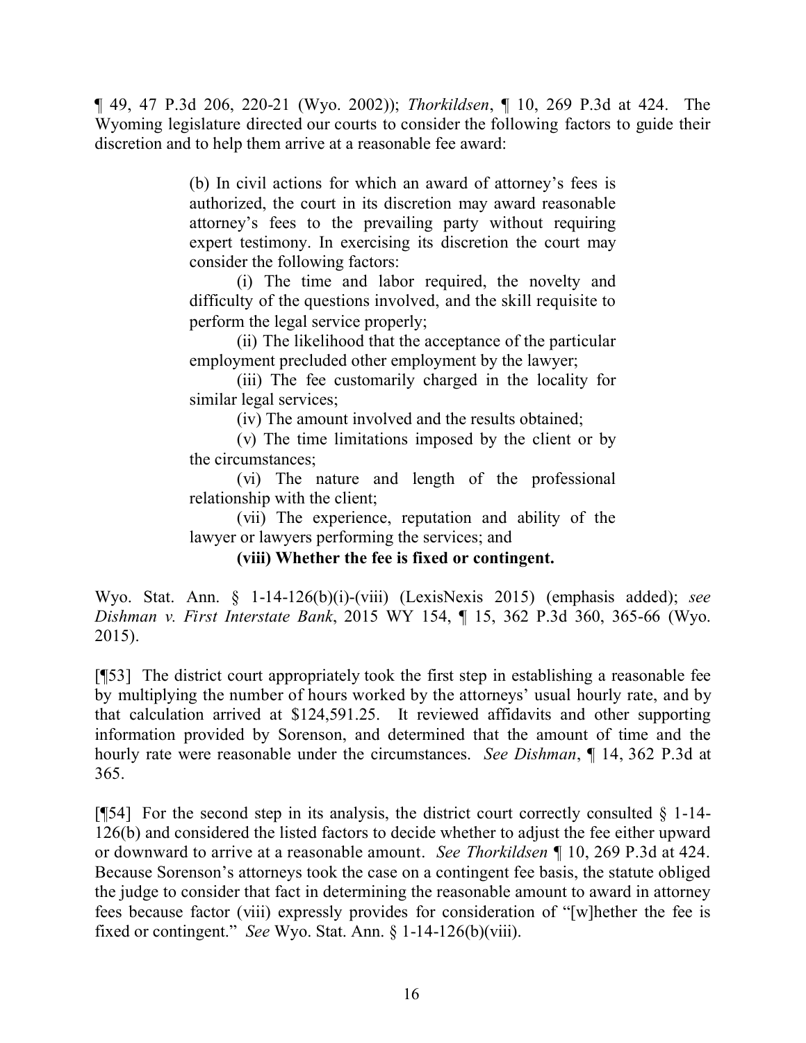¶ 49, 47 P.3d 206, 220-21 (Wyo. 2002)); *Thorkildsen*, ¶ 10, 269 P.3d at 424. The Wyoming legislature directed our courts to consider the following factors to guide their discretion and to help them arrive at a reasonable fee award:

> (b) In civil actions for which an award of attorney's fees is authorized, the court in its discretion may award reasonable attorney's fees to the prevailing party without requiring expert testimony. In exercising its discretion the court may consider the following factors:
>
> (i) The time and labor required, the novelty and difficulty of the questions involved, and the skill requisite to perform the legal service properly;
>
> (ii) The likelihood that the acceptance of the particular employment precluded other employment by the lawyer;
>
> (iii) The fee customarily charged in the locality for similar legal services;
>
> (iv) The amount involved and the results obtained;
>
> (v) The time limitations imposed by the client or by the circumstances;
>
> (vi) The nature and length of the professional relationship with the client;
>
> (vii) The experience, reputation and ability of the lawyer or lawyers performing the services; and
>
> **(viii) Whether the fee is fixed or contingent.**

Wyo. Stat. Ann. § 1-14-126(b)(i)-(viii) (LexisNexis 2015) (emphasis added); *see Dishman v. First Interstate Bank*, 2015 WY 154, ¶ 15, 362 P.3d 360, 365-66 (Wyo. 2015).

[¶53] The district court appropriately took the first step in establishing a reasonable fee by multiplying the number of hours worked by the attorneys' usual hourly rate, and by that calculation arrived at $124,591.25. It reviewed affidavits and other supporting information provided by Sorenson, and determined that the amount of time and the hourly rate were reasonable under the circumstances. *See Dishman*, ¶ 14, 362 P.3d at 365.

[¶54] For the second step in its analysis, the district court correctly consulted § 1-14-126(b) and considered the listed factors to decide whether to adjust the fee either upward or downward to arrive at a reasonable amount. *See Thorkildsen* ¶ 10, 269 P.3d at 424. Because Sorenson's attorneys took the case on a contingent fee basis, the statute obliged the judge to consider that fact in determining the reasonable amount to award in attorney fees because factor (viii) expressly provides for consideration of "[w]hether the fee is fixed or contingent." *See* Wyo. Stat. Ann. § 1-14-126(b)(viii).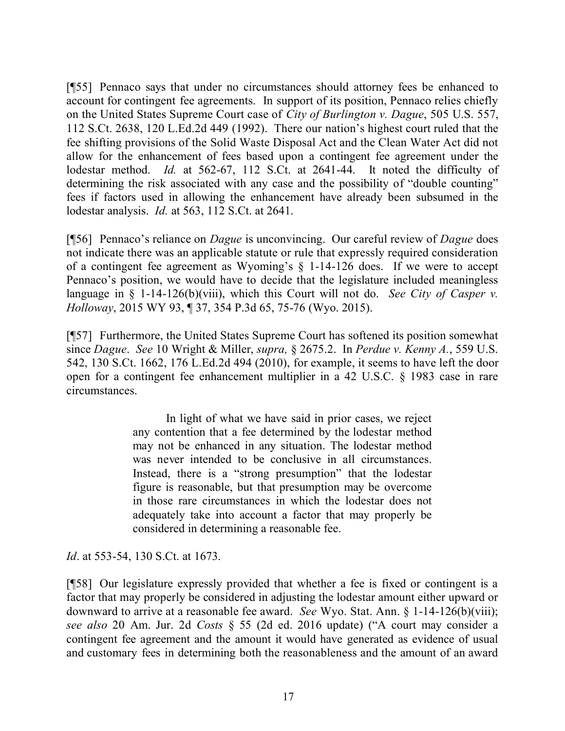[¶55] Pennaco says that under no circumstances should attorney fees be enhanced to account for contingent fee agreements. In support of its position, Pennaco relies chiefly on the United States Supreme Court case of *City of Burlington v. Dague*, 505 U.S. 557, 112 S.Ct. 2638, 120 L.Ed.2d 449 (1992). There our nation's highest court ruled that the fee shifting provisions of the Solid Waste Disposal Act and the Clean Water Act did not allow for the enhancement of fees based upon a contingent fee agreement under the lodestar method. *Id.* at 562-67, 112 S.Ct. at 2641-44. It noted the difficulty of determining the risk associated with any case and the possibility of "double counting" fees if factors used in allowing the enhancement have already been subsumed in the lodestar analysis. *Id.* at 563, 112 S.Ct. at 2641.

[¶56] Pennaco's reliance on *Dague* is unconvincing. Our careful review of *Dague* does not indicate there was an applicable statute or rule that expressly required consideration of a contingent fee agreement as Wyoming's § 1-14-126 does. If we were to accept Pennaco's position, we would have to decide that the legislature included meaningless language in § 1-14-126(b)(viii), which this Court will not do. *See City of Casper v. Holloway*, 2015 WY 93, ¶ 37, 354 P.3d 65, 75-76 (Wyo. 2015).

[¶57] Furthermore, the United States Supreme Court has softened its position somewhat since *Dague*. *See* 10 Wright & Miller, *supra,* § 2675.2. In *Perdue v. Kenny A.*, 559 U.S. 542, 130 S.Ct. 1662, 176 L.Ed.2d 494 (2010), for example, it seems to have left the door open for a contingent fee enhancement multiplier in a 42 U.S.C. § 1983 case in rare circumstances.

> In light of what we have said in prior cases, we reject any contention that a fee determined by the lodestar method may not be enhanced in any situation. The lodestar method was never intended to be conclusive in all circumstances. Instead, there is a "strong presumption" that the lodestar figure is reasonable, but that presumption may be overcome in those rare circumstances in which the lodestar does not adequately take into account a factor that may properly be considered in determining a reasonable fee.

*Id*. at 553-54, 130 S.Ct. at 1673.

[¶58] Our legislature expressly provided that whether a fee is fixed or contingent is a factor that may properly be considered in adjusting the lodestar amount either upward or downward to arrive at a reasonable fee award. *See* Wyo. Stat. Ann. § 1-14-126(b)(viii); *see also* 20 Am. Jur. 2d *Costs* § 55 (2d ed. 2016 update) ("A court may consider a contingent fee agreement and the amount it would have generated as evidence of usual and customary fees in determining both the reasonableness and the amount of an award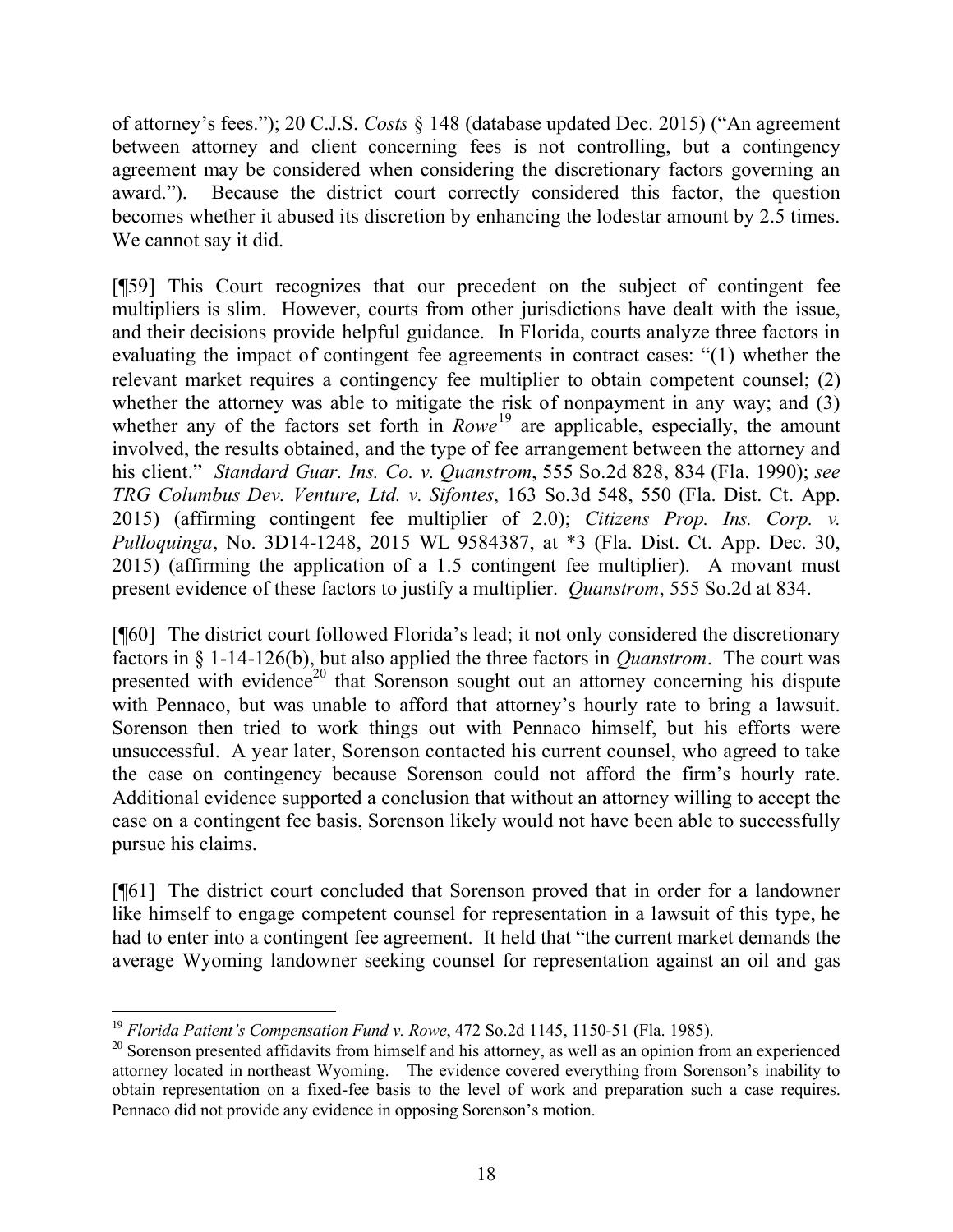of attorney's fees."); 20 C.J.S. *Costs* § 148 (database updated Dec. 2015) ("An agreement between attorney and client concerning fees is not controlling, but a contingency agreement may be considered when considering the discretionary factors governing an award."). Because the district court correctly considered this factor, the question becomes whether it abused its discretion by enhancing the lodestar amount by 2.5 times. We cannot say it did.

[¶59] This Court recognizes that our precedent on the subject of contingent fee multipliers is slim. However, courts from other jurisdictions have dealt with the issue, and their decisions provide helpful guidance. In Florida, courts analyze three factors in evaluating the impact of contingent fee agreements in contract cases: "(1) whether the relevant market requires a contingency fee multiplier to obtain competent counsel; (2) whether the attorney was able to mitigate the risk of nonpayment in any way; and (3) whether any of the factors set forth in *Rowe*[19] are applicable, especially, the amount involved, the results obtained, and the type of fee arrangement between the attorney and his client." *Standard Guar. Ins. Co. v. Quanstrom*, 555 So.2d 828, 834 (Fla. 1990); *see TRG Columbus Dev. Venture, Ltd. v. Sifontes*, 163 So.3d 548, 550 (Fla. Dist. Ct. App. 2015) (affirming contingent fee multiplier of 2.0); *Citizens Prop. Ins. Corp. v. Pulloquinga*, No. 3D14-1248, 2015 WL 9584387, at *3 (Fla. Dist. Ct. App. Dec. 30, 2015) (affirming the application of a 1.5 contingent fee multiplier). A movant must present evidence of these factors to justify a multiplier. *Quanstrom*, 555 So.2d at 834.

[¶60] The district court followed Florida's lead; it not only considered the discretionary factors in § 1-14-126(b), but also applied the three factors in *Quanstrom*. The court was presented with evidence[20] that Sorenson sought out an attorney concerning his dispute with Pennaco, but was unable to afford that attorney's hourly rate to bring a lawsuit. Sorenson then tried to work things out with Pennaco himself, but his efforts were unsuccessful. A year later, Sorenson contacted his current counsel, who agreed to take the case on contingency because Sorenson could not afford the firm's hourly rate. Additional evidence supported a conclusion that without an attorney willing to accept the case on a contingent fee basis, Sorenson likely would not have been able to successfully pursue his claims.

[¶61] The district court concluded that Sorenson proved that in order for a landowner like himself to engage competent counsel for representation in a lawsuit of this type, he had to enter into a contingent fee agreement. It held that "the current market demands the average Wyoming landowner seeking counsel for representation against an oil and gas

---

[19] *Florida Patient's Compensation Fund v. Rowe*, 472 So.2d 1145, 1150-51 (Fla. 1985).

[20] Sorenson presented affidavits from himself and his attorney, as well as an opinion from an experienced attorney located in northeast Wyoming. The evidence covered everything from Sorenson's inability to obtain representation on a fixed-fee basis to the level of work and preparation such a case requires. Pennaco did not provide any evidence in opposing Sorenson's motion.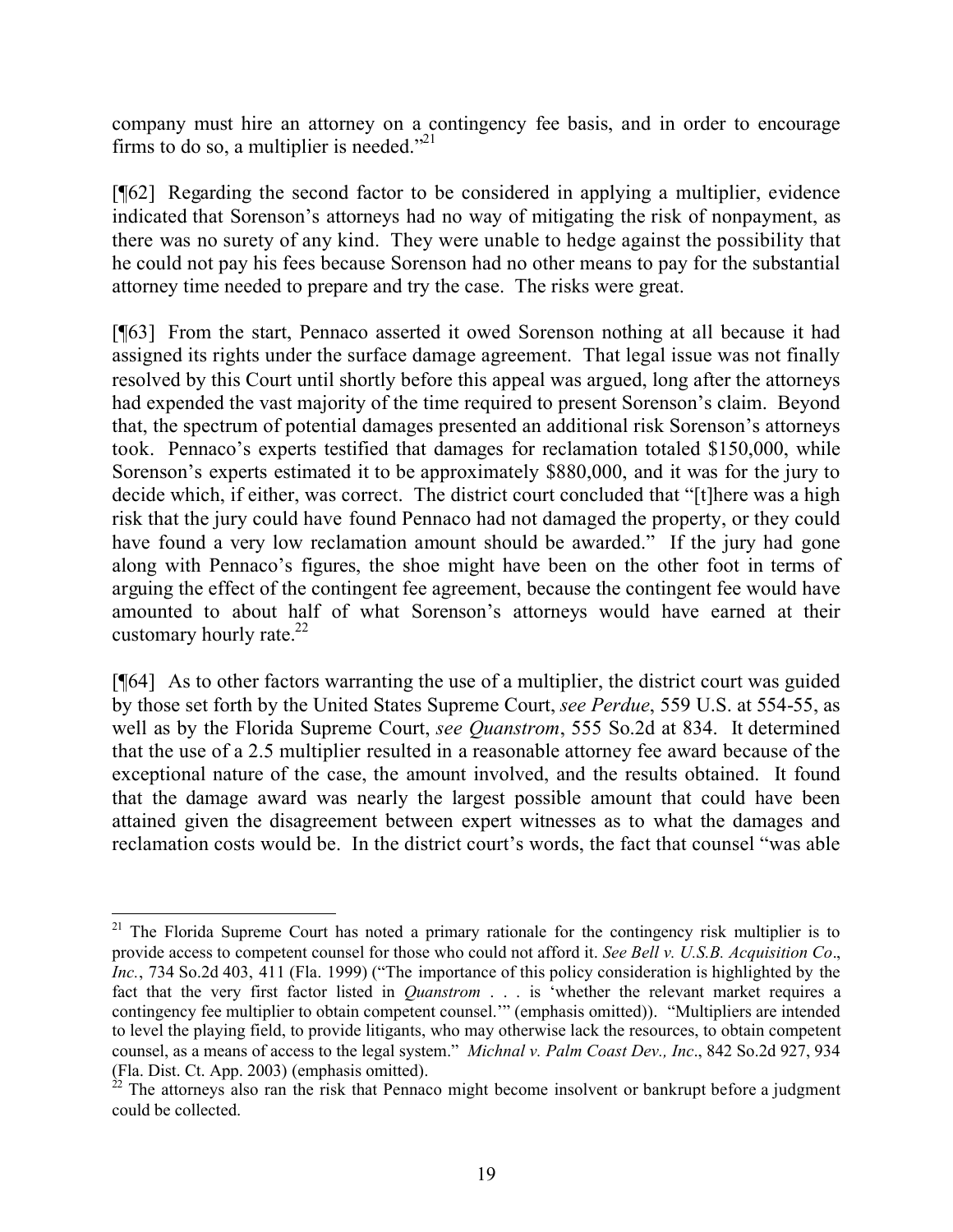company must hire an attorney on a contingency fee basis, and in order to encourage firms to do so, a multiplier is needed."[21]

[¶62] Regarding the second factor to be considered in applying a multiplier, evidence indicated that Sorenson's attorneys had no way of mitigating the risk of nonpayment, as there was no surety of any kind. They were unable to hedge against the possibility that he could not pay his fees because Sorenson had no other means to pay for the substantial attorney time needed to prepare and try the case. The risks were great.

[¶63] From the start, Pennaco asserted it owed Sorenson nothing at all because it had assigned its rights under the surface damage agreement. That legal issue was not finally resolved by this Court until shortly before this appeal was argued, long after the attorneys had expended the vast majority of the time required to present Sorenson's claim. Beyond that, the spectrum of potential damages presented an additional risk Sorenson's attorneys took. Pennaco's experts testified that damages for reclamation totaled $150,000, while Sorenson's experts estimated it to be approximately $880,000, and it was for the jury to decide which, if either, was correct. The district court concluded that "[t]here was a high risk that the jury could have found Pennaco had not damaged the property, or they could have found a very low reclamation amount should be awarded." If the jury had gone along with Pennaco's figures, the shoe might have been on the other foot in terms of arguing the effect of the contingent fee agreement, because the contingent fee would have amounted to about half of what Sorenson's attorneys would have earned at their customary hourly rate.[22]

[¶64] As to other factors warranting the use of a multiplier, the district court was guided by those set forth by the United States Supreme Court, *see Perdue*, 559 U.S. at 554-55, as well as by the Florida Supreme Court, *see Quanstrom*, 555 So.2d at 834. It determined that the use of a 2.5 multiplier resulted in a reasonable attorney fee award because of the exceptional nature of the case, the amount involved, and the results obtained. It found that the damage award was nearly the largest possible amount that could have been attained given the disagreement between expert witnesses as to what the damages and reclamation costs would be. In the district court's words, the fact that counsel "was able

---

[21] The Florida Supreme Court has noted a primary rationale for the contingency risk multiplier is to provide access to competent counsel for those who could not afford it. *See Bell v. U.S.B. Acquisition Co., Inc.*, 734 So.2d 403, 411 (Fla. 1999) ("The importance of this policy consideration is highlighted by the fact that the very first factor listed in *Quanstrom* . . . is 'whether the relevant market requires a contingency fee multiplier to obtain competent counsel.'" (emphasis omitted)). "Multipliers are intended to level the playing field, to provide litigants, who may otherwise lack the resources, to obtain competent counsel, as a means of access to the legal system." *Michnal v. Palm Coast Dev., Inc.*, 842 So.2d 927, 934 (Fla. Dist. Ct. App. 2003) (emphasis omitted).

[22] The attorneys also ran the risk that Pennaco might become insolvent or bankrupt before a judgment could be collected.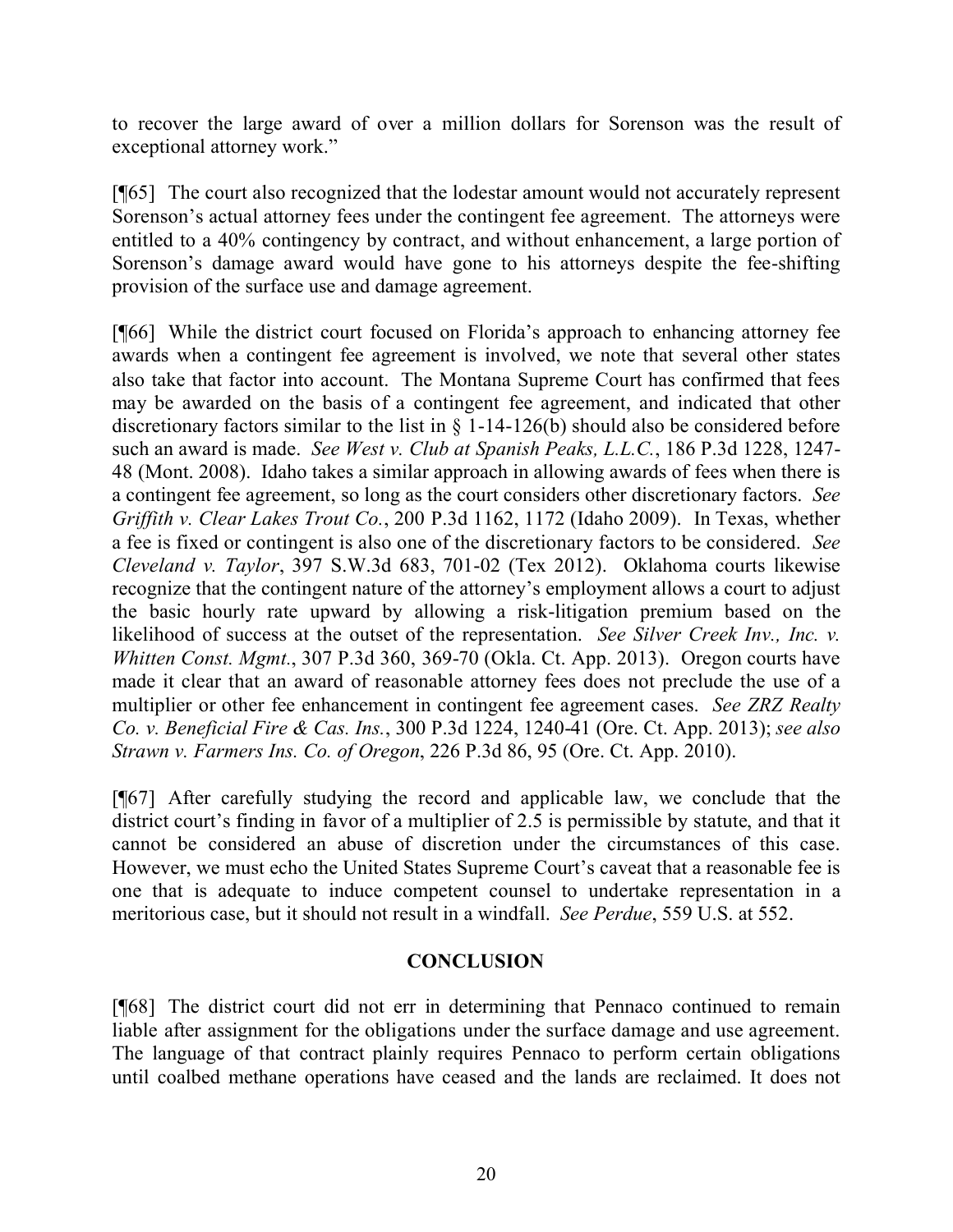to recover the large award of over a million dollars for Sorenson was the result of exceptional attorney work."

[¶65] The court also recognized that the lodestar amount would not accurately represent Sorenson's actual attorney fees under the contingent fee agreement. The attorneys were entitled to a 40% contingency by contract, and without enhancement, a large portion of Sorenson's damage award would have gone to his attorneys despite the fee-shifting provision of the surface use and damage agreement.

[¶66] While the district court focused on Florida's approach to enhancing attorney fee awards when a contingent fee agreement is involved, we note that several other states also take that factor into account. The Montana Supreme Court has confirmed that fees may be awarded on the basis of a contingent fee agreement, and indicated that other discretionary factors similar to the list in § 1-14-126(b) should also be considered before such an award is made. *See West v. Club at Spanish Peaks, L.L.C.*, 186 P.3d 1228, 1247-48 (Mont. 2008). Idaho takes a similar approach in allowing awards of fees when there is a contingent fee agreement, so long as the court considers other discretionary factors. *See Griffith v. Clear Lakes Trout Co.*, 200 P.3d 1162, 1172 (Idaho 2009). In Texas, whether a fee is fixed or contingent is also one of the discretionary factors to be considered. *See Cleveland v. Taylor*, 397 S.W.3d 683, 701-02 (Tex 2012). Oklahoma courts likewise recognize that the contingent nature of the attorney's employment allows a court to adjust the basic hourly rate upward by allowing a risk-litigation premium based on the likelihood of success at the outset of the representation. *See Silver Creek Inv., Inc. v. Whitten Const. Mgmt.*, 307 P.3d 360, 369-70 (Okla. Ct. App. 2013). Oregon courts have made it clear that an award of reasonable attorney fees does not preclude the use of a multiplier or other fee enhancement in contingent fee agreement cases. *See ZRZ Realty Co. v. Beneficial Fire & Cas. Ins.*, 300 P.3d 1224, 1240-41 (Ore. Ct. App. 2013); *see also Strawn v. Farmers Ins. Co. of Oregon*, 226 P.3d 86, 95 (Ore. Ct. App. 2010).

[¶67] After carefully studying the record and applicable law, we conclude that the district court's finding in favor of a multiplier of 2.5 is permissible by statute, and that it cannot be considered an abuse of discretion under the circumstances of this case. However, we must echo the United States Supreme Court's caveat that a reasonable fee is one that is adequate to induce competent counsel to undertake representation in a meritorious case, but it should not result in a windfall. *See Perdue*, 559 U.S. at 552.

## CONCLUSION

[¶68] The district court did not err in determining that Pennaco continued to remain liable after assignment for the obligations under the surface damage and use agreement. The language of that contract plainly requires Pennaco to perform certain obligations until coalbed methane operations have ceased and the lands are reclaimed. It does not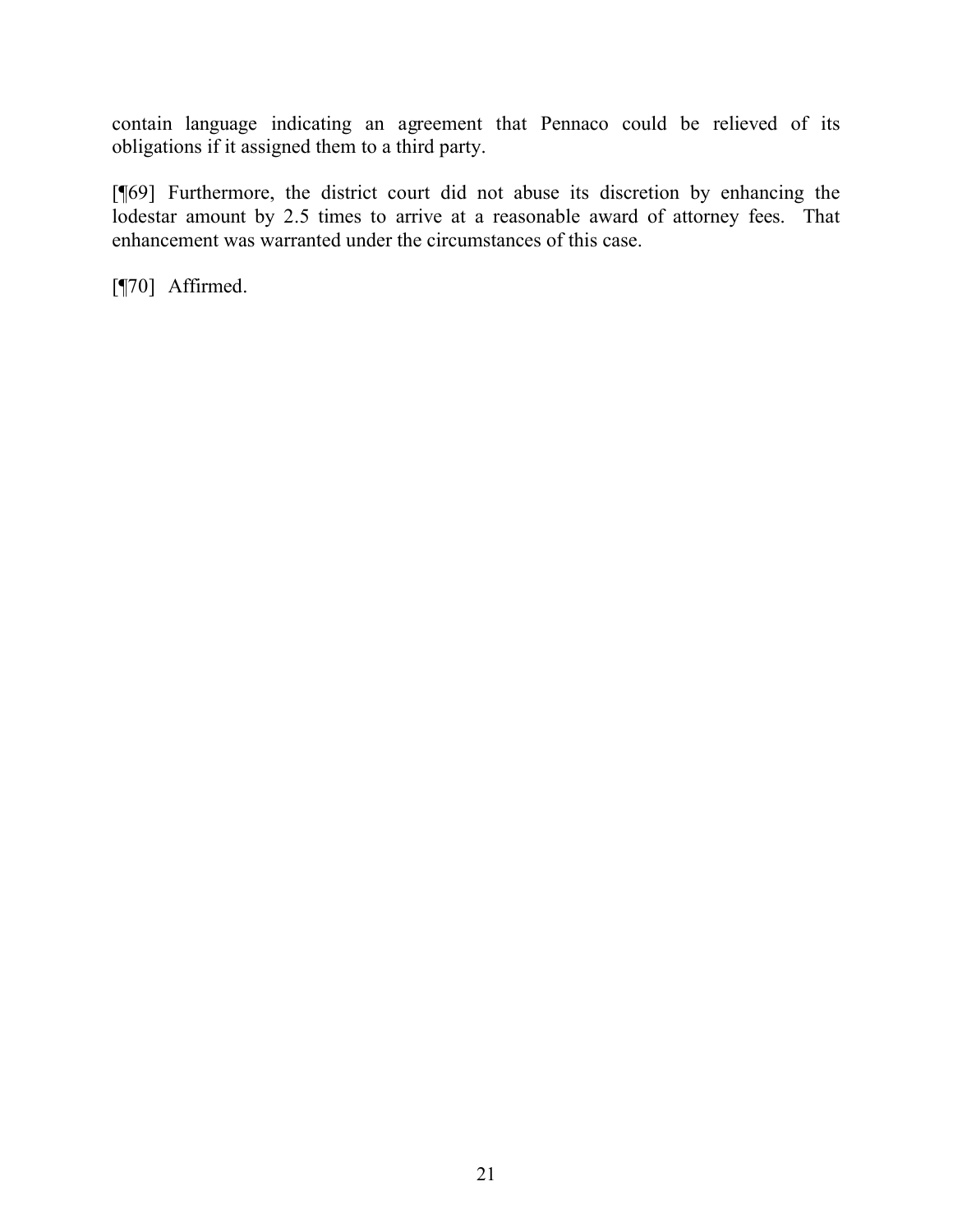contain language indicating an agreement that Pennaco could be relieved of its obligations if it assigned them to a third party.

[¶69] Furthermore, the district court did not abuse its discretion by enhancing the lodestar amount by 2.5 times to arrive at a reasonable award of attorney fees. That enhancement was warranted under the circumstances of this case.

[¶70] Affirmed.